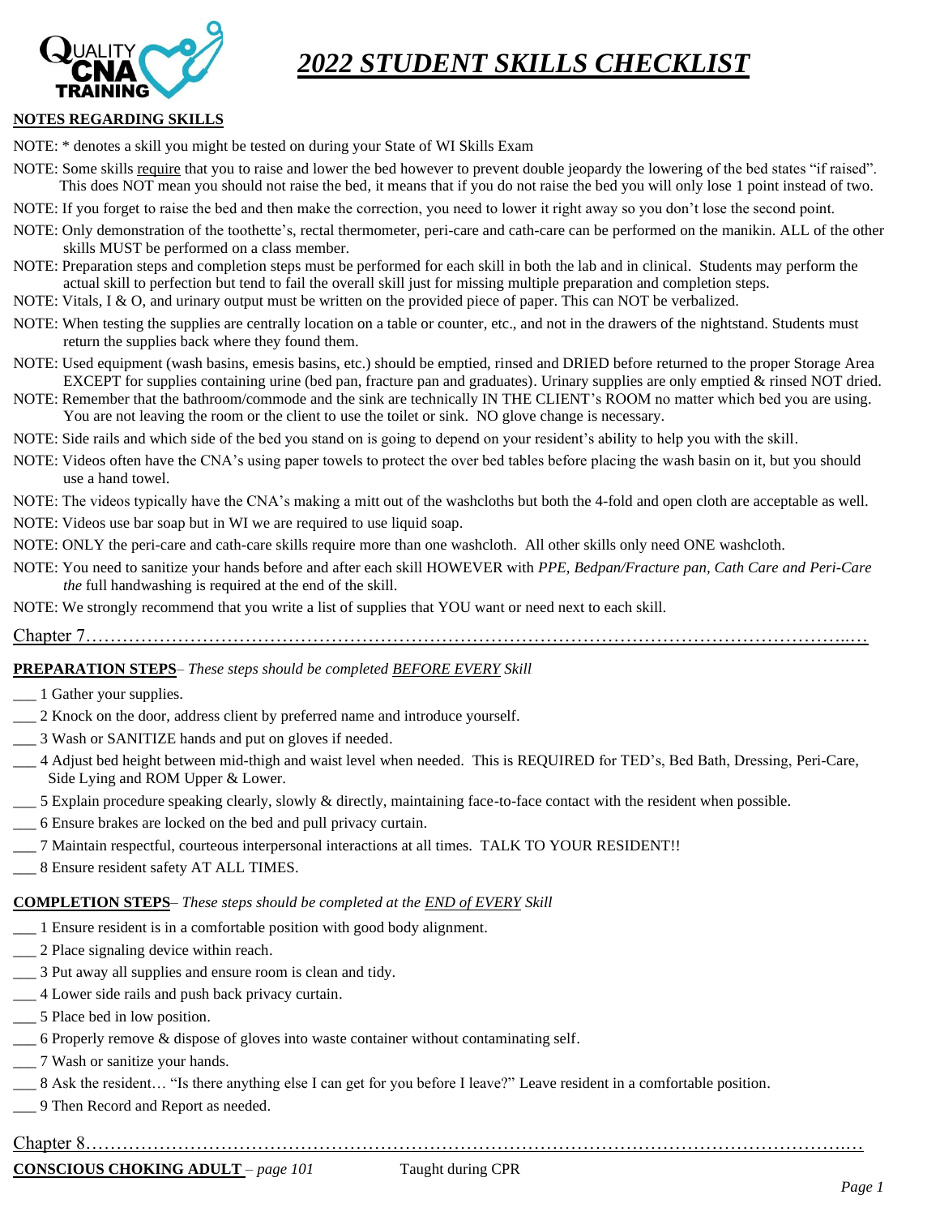# *2022 STUDENT SKILLS CHECKLIST*

**NOTES REGARDING SKILLS**

NOTE: * denotes a skill you might be tested on during your State of WI Skills Exam

NOTE: Some skills require that you to raise and lower the bed however to prevent double jeopardy the lowering of the bed states "if raised". This does NOT mean you should not raise the bed, it means that if you do not raise the bed you will only lose 1 point instead of two.

NOTE: If you forget to raise the bed and then make the correction, you need to lower it right away so you don't lose the second point.

NOTE: Only demonstration of the toothette's, rectal thermometer, peri-care and cath-care can be performed on the manikin. ALL of the other skills MUST be performed on a class member.

NOTE: Preparation steps and completion steps must be performed for each skill in both the lab and in clinical. Students may perform the actual skill to perfection but tend to fail the overall skill just for missing multiple preparation and completion steps.

NOTE: Vitals, I & O, and urinary output must be written on the provided piece of paper. This can NOT be verbalized.

NOTE: When testing the supplies are centrally location on a table or counter, etc., and not in the drawers of the nightstand. Students must return the supplies back where they found them.

NOTE: Used equipment (wash basins, emesis basins, etc.) should be emptied, rinsed and DRIED before returned to the proper Storage Area EXCEPT for supplies containing urine (bed pan, fracture pan and graduates). Urinary supplies are only emptied & rinsed NOT dried.

NOTE: Remember that the bathroom/commode and the sink are technically IN THE CLIENT's ROOM no matter which bed you are using. You are not leaving the room or the client to use the toilet or sink. NO glove change is necessary.

NOTE: Side rails and which side of the bed you stand on is going to depend on your resident's ability to help you with the skill.

NOTE: Videos often have the CNA's using paper towels to protect the over bed tables before placing the wash basin on it, but you should use a hand towel.

NOTE: The videos typically have the CNA's making a mitt out of the washcloths but both the 4-fold and open cloth are acceptable as well.

NOTE: Videos use bar soap but in WI we are required to use liquid soap.

NOTE: ONLY the peri-care and cath-care skills require more than one washcloth. All other skills only need ONE washcloth.

NOTE: You need to sanitize your hands before and after each skill HOWEVER with *PPE, Bedpan/Fracture pan, Cath Care and Peri-Care the* full handwashing is required at the end of the skill.

NOTE: We strongly recommend that you write a list of supplies that YOU want or need next to each skill.

## Chapter 7

**PREPARATION STEPS**– *These steps should be completed BEFORE EVERY Skill*

___ 1 Gather your supplies.
___ 2 Knock on the door, address client by preferred name and introduce yourself.
___ 3 Wash or SANITIZE hands and put on gloves if needed.
___ 4 Adjust bed height between mid-thigh and waist level when needed. This is REQUIRED for TED's, Bed Bath, Dressing, Peri-Care, Side Lying and ROM Upper & Lower.
___ 5 Explain procedure speaking clearly, slowly & directly, maintaining face-to-face contact with the resident when possible.
___ 6 Ensure brakes are locked on the bed and pull privacy curtain.
___ 7 Maintain respectful, courteous interpersonal interactions at all times. TALK TO YOUR RESIDENT!!
___ 8 Ensure resident safety AT ALL TIMES.

**COMPLETION STEPS**– *These steps should be completed at the END of EVERY Skill*

___ 1 Ensure resident is in a comfortable position with good body alignment.
___ 2 Place signaling device within reach.
___ 3 Put away all supplies and ensure room is clean and tidy.
___ 4 Lower side rails and push back privacy curtain.
___ 5 Place bed in low position.
___ 6 Properly remove & dispose of gloves into waste container without contaminating self.
___ 7 Wash or sanitize your hands.
___ 8 Ask the resident… "Is there anything else I can get for you before I leave?" Leave resident in a comfortable position.
___ 9 Then Record and Report as needed.

## Chapter 8

**CONSCIOUS CHOKING ADULT** – *page 101* Taught during CPR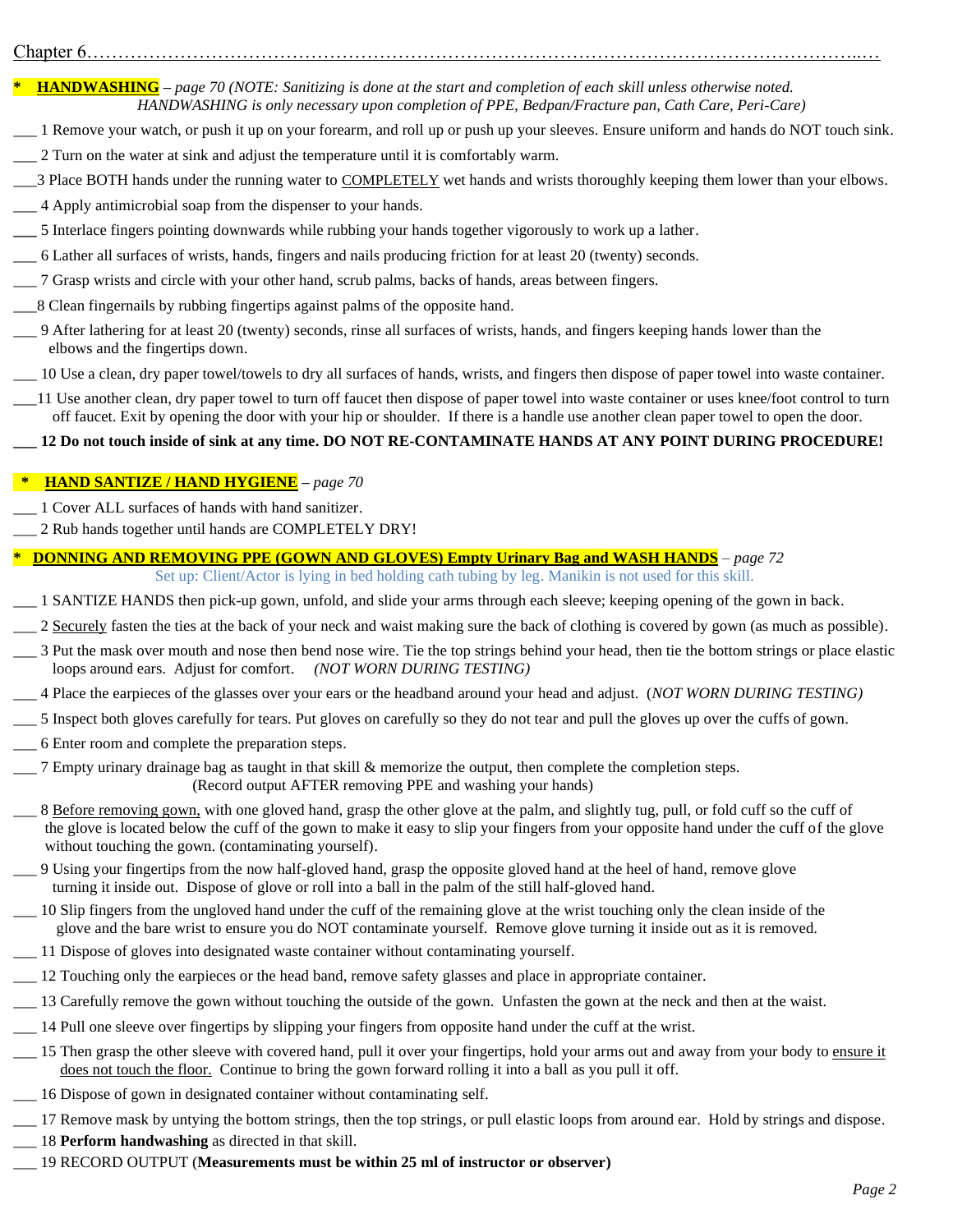Chapter 6…………………………………………………………………………………………………………………..…

**\* HANDWASHING** – *page 70 (NOTE: Sanitizing is done at the start and completion of each skill unless otherwise noted. HANDWASHING is only necessary upon completion of PPE, Bedpan/Fracture pan, Cath Care, Peri-Care)*

___ 1 Remove your watch, or push it up on your forearm, and roll up or push up your sleeves. Ensure uniform and hands do NOT touch sink.

___ 2 Turn on the water at sink and adjust the temperature until it is comfortably warm.

___3 Place BOTH hands under the running water to COMPLETELY wet hands and wrists thoroughly keeping them lower than your elbows.

___ 4 Apply antimicrobial soap from the dispenser to your hands.

___ 5 Interlace fingers pointing downwards while rubbing your hands together vigorously to work up a lather.

___ 6 Lather all surfaces of wrists, hands, fingers and nails producing friction for at least 20 (twenty) seconds.

___ 7 Grasp wrists and circle with your other hand, scrub palms, backs of hands, areas between fingers.

___8 Clean fingernails by rubbing fingertips against palms of the opposite hand.

___ 9 After lathering for at least 20 (twenty) seconds, rinse all surfaces of wrists, hands, and fingers keeping hands lower than the elbows and the fingertips down.

___ 10 Use a clean, dry paper towel/towels to dry all surfaces of hands, wrists, and fingers then dispose of paper towel into waste container.

___11 Use another clean, dry paper towel to turn off faucet then dispose of paper towel into waste container or uses knee/foot control to turn off faucet. Exit by opening the door with your hip or shoulder. If there is a handle use another clean paper towel to open the door.

**___ 12 Do not touch inside of sink at any time. DO NOT RE-CONTAMINATE HANDS AT ANY POINT DURING PROCEDURE!**

**\* HAND SANTIZE / HAND HYGIENE** – *page 70*

___ 1 Cover ALL surfaces of hands with hand sanitizer.

___ 2 Rub hands together until hands are COMPLETELY DRY!

**\* DONNING AND REMOVING PPE (GOWN AND GLOVES) Empty Urinary Bag and WASH HANDS** – *page 72*

Set up: Client/Actor is lying in bed holding cath tubing by leg. Manikin is not used for this skill.

___ 1 SANTIZE HANDS then pick-up gown, unfold, and slide your arms through each sleeve; keeping opening of the gown in back.

___ 2 Securely fasten the ties at the back of your neck and waist making sure the back of clothing is covered by gown (as much as possible).

___ 3 Put the mask over mouth and nose then bend nose wire. Tie the top strings behind your head, then tie the bottom strings or place elastic loops around ears. Adjust for comfort. *(NOT WORN DURING TESTING)*

___ 4 Place the earpieces of the glasses over your ears or the headband around your head and adjust. (*NOT WORN DURING TESTING)*

___ 5 Inspect both gloves carefully for tears. Put gloves on carefully so they do not tear and pull the gloves up over the cuffs of gown.

___ 6 Enter room and complete the preparation steps.

___ 7 Empty urinary drainage bag as taught in that skill & memorize the output, then complete the completion steps. (Record output AFTER removing PPE and washing your hands)

___ 8 Before removing gown, with one gloved hand, grasp the other glove at the palm, and slightly tug, pull, or fold cuff so the cuff of the glove is located below the cuff of the gown to make it easy to slip your fingers from your opposite hand under the cuff of the glove without touching the gown. (contaminating yourself).

___ 9 Using your fingertips from the now half-gloved hand, grasp the opposite gloved hand at the heel of hand, remove glove turning it inside out. Dispose of glove or roll into a ball in the palm of the still half-gloved hand.

___ 10 Slip fingers from the ungloved hand under the cuff of the remaining glove at the wrist touching only the clean inside of the glove and the bare wrist to ensure you do NOT contaminate yourself. Remove glove turning it inside out as it is removed.

___ 11 Dispose of gloves into designated waste container without contaminating yourself.

___ 12 Touching only the earpieces or the head band, remove safety glasses and place in appropriate container.

___ 13 Carefully remove the gown without touching the outside of the gown. Unfasten the gown at the neck and then at the waist.

___ 14 Pull one sleeve over fingertips by slipping your fingers from opposite hand under the cuff at the wrist.

___ 15 Then grasp the other sleeve with covered hand, pull it over your fingertips, hold your arms out and away from your body to ensure it does not touch the floor. Continue to bring the gown forward rolling it into a ball as you pull it off.

___ 16 Dispose of gown in designated container without contaminating self.

___ 17 Remove mask by untying the bottom strings, then the top strings, or pull elastic loops from around ear. Hold by strings and dispose.

___ 18 **Perform handwashing** as directed in that skill.

___ 19 RECORD OUTPUT (**Measurements must be within 25 ml of instructor or observer)**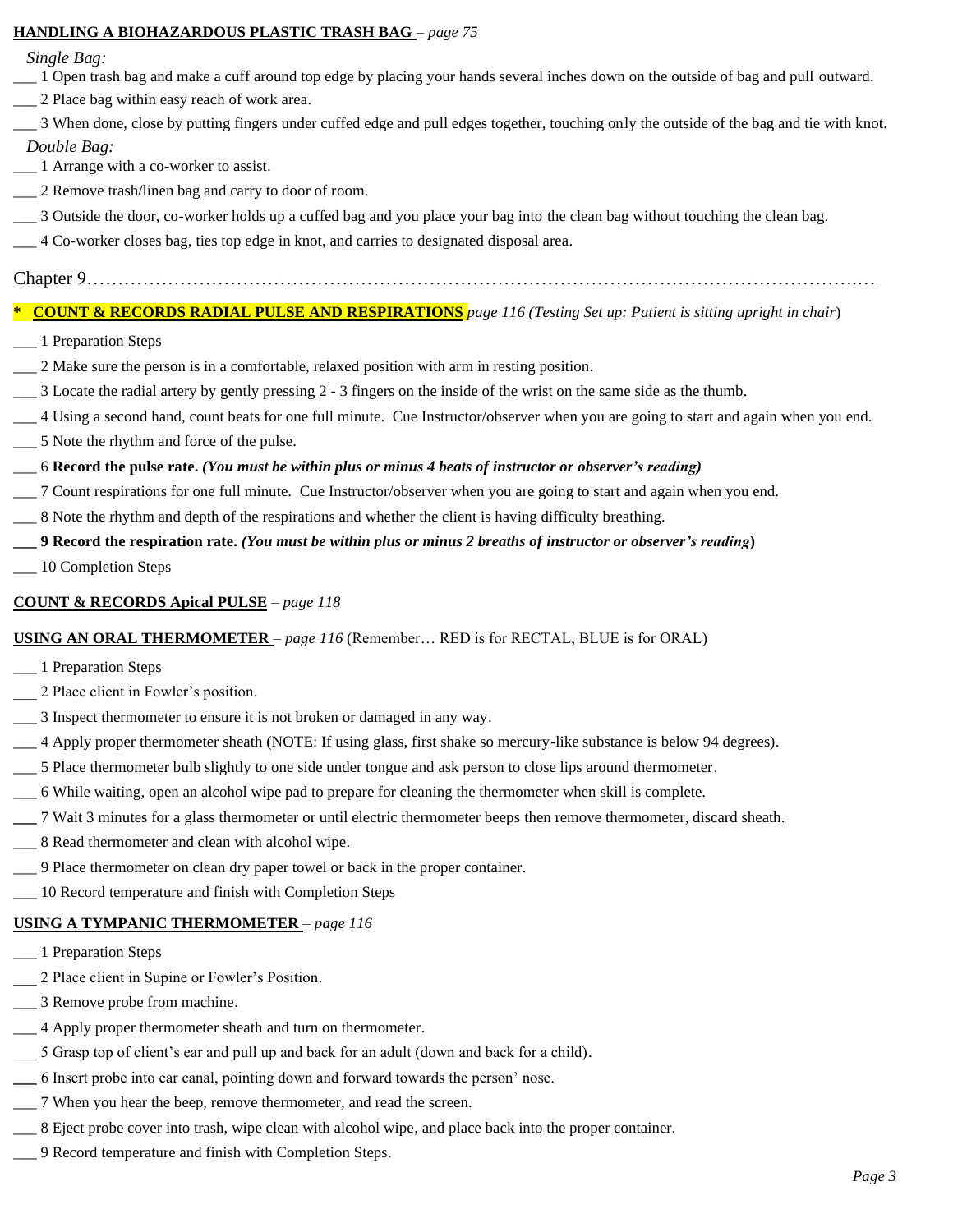**HANDLING A BIOHAZARDOUS PLASTIC TRASH BAG** – *page 75*

*Single Bag:*

___ 1 Open trash bag and make a cuff around top edge by placing your hands several inches down on the outside of bag and pull outward.

___ 2 Place bag within easy reach of work area.

___ 3 When done, close by putting fingers under cuffed edge and pull edges together, touching only the outside of the bag and tie with knot.

*Double Bag:*

___ 1 Arrange with a co-worker to assist.

___ 2 Remove trash/linen bag and carry to door of room.

___ 3 Outside the door, co-worker holds up a cuffed bag and you place your bag into the clean bag without touching the clean bag.

___ 4 Co-worker closes bag, ties top edge in knot, and carries to designated disposal area.

Chapter 9…………………………………………………………………………………………………………….…

**\* COUNT & RECORDS RADIAL PULSE AND RESPIRATIONS** *page 116 (Testing Set up: Patient is sitting upright in chair)*

___ 1 Preparation Steps

___ 2 Make sure the person is in a comfortable, relaxed position with arm in resting position.

___ 3 Locate the radial artery by gently pressing 2 - 3 fingers on the inside of the wrist on the same side as the thumb.

___ 4 Using a second hand, count beats for one full minute. Cue Instructor/observer when you are going to start and again when you end.

___ 5 Note the rhythm and force of the pulse.

___ 6 **Record the pulse rate.** ***(You must be within plus or minus 4 beats of instructor or observer's reading)***

___ 7 Count respirations for one full minute. Cue Instructor/observer when you are going to start and again when you end.

___ 8 Note the rhythm and depth of the respirations and whether the client is having difficulty breathing.

**___ 9 Record the respiration rate.** ***(You must be within plus or minus 2 breaths of instructor or observer's reading)***

___ 10 Completion Steps

**COUNT & RECORDS Apical PULSE** – *page 118*

**USING AN ORAL THERMOMETER** – *page 116* (Remember… RED is for RECTAL, BLUE is for ORAL)

___ 1 Preparation Steps

___ 2 Place client in Fowler's position.

___ 3 Inspect thermometer to ensure it is not broken or damaged in any way.

___ 4 Apply proper thermometer sheath (NOTE: If using glass, first shake so mercury-like substance is below 94 degrees).

___ 5 Place thermometer bulb slightly to one side under tongue and ask person to close lips around thermometer.

___ 6 While waiting, open an alcohol wipe pad to prepare for cleaning the thermometer when skill is complete.

___ 7 Wait 3 minutes for a glass thermometer or until electric thermometer beeps then remove thermometer, discard sheath.

___ 8 Read thermometer and clean with alcohol wipe.

___ 9 Place thermometer on clean dry paper towel or back in the proper container.

___ 10 Record temperature and finish with Completion Steps

**USING A TYMPANIC THERMOMETER** – *page 116*

___ 1 Preparation Steps

___ 2 Place client in Supine or Fowler's Position.

___ 3 Remove probe from machine.

___ 4 Apply proper thermometer sheath and turn on thermometer.

___ 5 Grasp top of client's ear and pull up and back for an adult (down and back for a child).

___ 6 Insert probe into ear canal, pointing down and forward towards the person' nose.

___ 7 When you hear the beep, remove thermometer, and read the screen.

___ 8 Eject probe cover into trash, wipe clean with alcohol wipe, and place back into the proper container.

___ 9 Record temperature and finish with Completion Steps.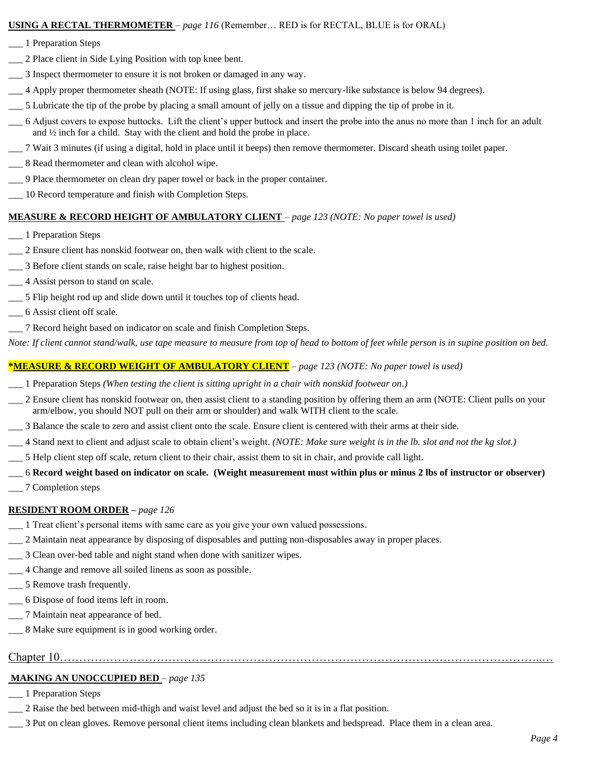**<u>USING A RECTAL THERMOMETER</u>** – *page 116* (Remember… RED is for RECTAL, BLUE is for ORAL)

___ 1 Preparation Steps

___ 2 Place client in Side Lying Position with top knee bent.

___ 3 Inspect thermometer to ensure it is not broken or damaged in any way.

___ 4 Apply proper thermometer sheath (NOTE: If using glass, first shake so mercury-like substance is below 94 degrees).

___ 5 Lubricate the tip of the probe by placing a small amount of jelly on a tissue and dipping the tip of probe in it.

___ 6 Adjust covers to expose buttocks. Lift the client's upper buttock and insert the probe into the anus no more than 1 inch for an adult and ½ inch for a child. Stay with the client and hold the probe in place.

___ 7 Wait 3 minutes (if using a digital, hold in place until it beeps) then remove thermometer. Discard sheath using toilet paper.

___ 8 Read thermometer and clean with alcohol wipe.

___ 9 Place thermometer on clean dry paper towel or back in the proper container.

___ 10 Record temperature and finish with Completion Steps.

**<u>MEASURE & RECORD HEIGHT OF AMBULATORY CLIENT</u>** – *page 123 (NOTE: No paper towel is used)*

___ 1 Preparation Steps

___ 2 Ensure client has nonskid footwear on, then walk with client to the scale.

___ 3 Before client stands on scale, raise height bar to highest position.

___ 4 Assist person to stand on scale.

___ 5 Flip height rod up and slide down until it touches top of clients head.

___ 6 Assist client off scale.

___ 7 Record height based on indicator on scale and finish Completion Steps.

*Note: If client cannot stand/walk, use tape measure to measure from top of head to bottom of feet while person is in supine position on bed.*

**<u>*MEASURE & RECORD WEIGHT OF AMBULATORY CLIENT</u>** – *page 123 (NOTE: No paper towel is used)*

___ 1 Preparation Steps *(When testing the client is sitting upright in a chair with nonskid footwear on.)*

___ 2 Ensure client has nonskid footwear on, then assist client to a standing position by offering them an arm (NOTE: Client pulls on your arm/elbow, you should NOT pull on their arm or shoulder) and walk WITH client to the scale.

___ 3 Balance the scale to zero and assist client onto the scale. Ensure client is centered with their arms at their side.

___ 4 Stand next to client and adjust scale to obtain client's weight. *(NOTE: Make sure weight is in the lb. slot and not the kg slot.)*

___ 5 Help client step off scale, return client to their chair, assist them to sit in chair, and provide call light.

___ 6 **Record weight based on indicator on scale. (Weight measurement must within plus or minus 2 lbs of instructor or observer)**

___ 7 Completion steps

**<u>RESIDENT ROOM ORDER</u> –** *page 126*

___ 1 Treat client's personal items with same care as you give your own valued possessions.

___ 2 Maintain neat appearance by disposing of disposables and putting non-disposables away in proper places.

___ 3 Clean over-bed table and night stand when done with sanitizer wipes.

___ 4 Change and remove all soiled linens as soon as possible.

___ 5 Remove trash frequently.

___ 6 Dispose of food items left in room.

___ 7 Maintain neat appearance of bed.

___ 8 Make sure equipment is in good working order.

## <u>Chapter 10………………………………………………………………………………………………………..…</u>

**<u>MAKING AN UNOCCUPIED BED</u>** – *page 135*

___ 1 Preparation Steps

___ 2 Raise the bed between mid-thigh and waist level and adjust the bed so it is in a flat position.

___ 3 Put on clean gloves. Remove personal client items including clean blankets and bedspread. Place them in a clean area.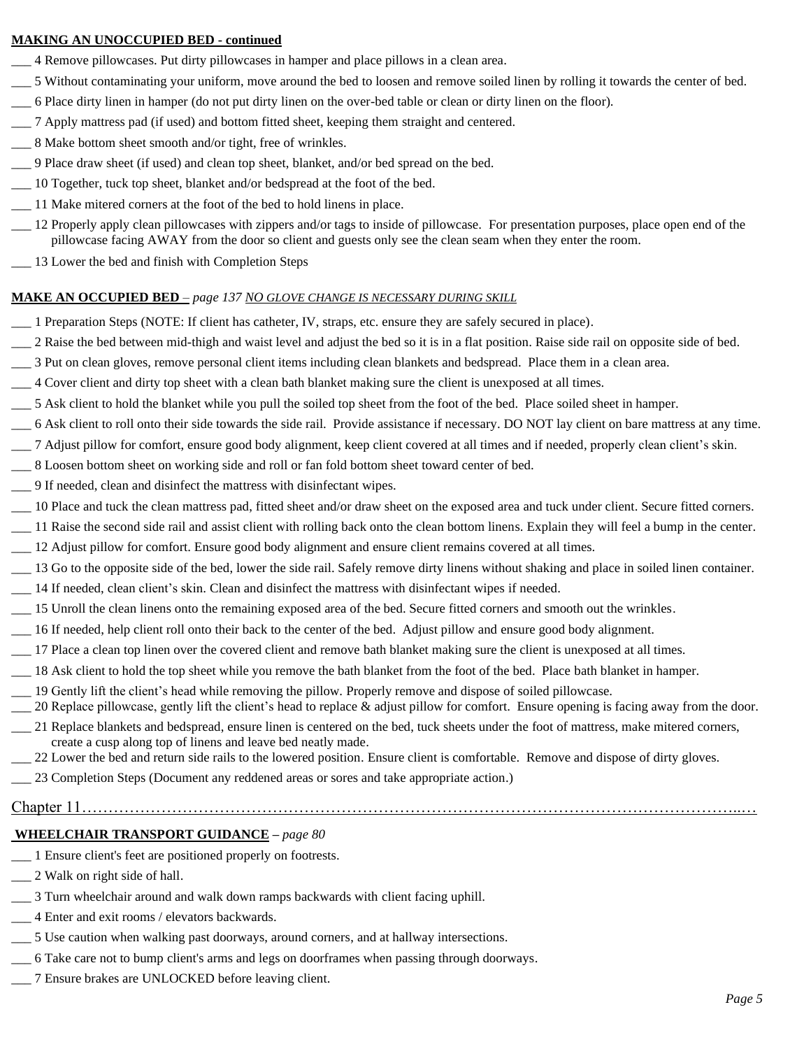**MAKING AN UNOCCUPIED BED - continued**

___ 4 Remove pillowcases. Put dirty pillowcases in hamper and place pillows in a clean area.

___ 5 Without contaminating your uniform, move around the bed to loosen and remove soiled linen by rolling it towards the center of bed.

___ 6 Place dirty linen in hamper (do not put dirty linen on the over-bed table or clean or dirty linen on the floor).

___ 7 Apply mattress pad (if used) and bottom fitted sheet, keeping them straight and centered.

___ 8 Make bottom sheet smooth and/or tight, free of wrinkles.

___ 9 Place draw sheet (if used) and clean top sheet, blanket, and/or bed spread on the bed.

___ 10 Together, tuck top sheet, blanket and/or bedspread at the foot of the bed.

___ 11 Make mitered corners at the foot of the bed to hold linens in place.

___ 12 Properly apply clean pillowcases with zippers and/or tags to inside of pillowcase. For presentation purposes, place open end of the pillowcase facing AWAY from the door so client and guests only see the clean seam when they enter the room.

___ 13 Lower the bed and finish with Completion Steps

**MAKE AN OCCUPIED BED** – *page 137* *NO GLOVE CHANGE IS NECESSARY DURING SKILL*

___ 1 Preparation Steps (NOTE: If client has catheter, IV, straps, etc. ensure they are safely secured in place).

___ 2 Raise the bed between mid-thigh and waist level and adjust the bed so it is in a flat position. Raise side rail on opposite side of bed.

___ 3 Put on clean gloves, remove personal client items including clean blankets and bedspread. Place them in a clean area.

___ 4 Cover client and dirty top sheet with a clean bath blanket making sure the client is unexposed at all times.

___ 5 Ask client to hold the blanket while you pull the soiled top sheet from the foot of the bed. Place soiled sheet in hamper.

___ 6 Ask client to roll onto their side towards the side rail. Provide assistance if necessary. DO NOT lay client on bare mattress at any time.

___ 7 Adjust pillow for comfort, ensure good body alignment, keep client covered at all times and if needed, properly clean client's skin.

___ 8 Loosen bottom sheet on working side and roll or fan fold bottom sheet toward center of bed.

___ 9 If needed, clean and disinfect the mattress with disinfectant wipes.

___ 10 Place and tuck the clean mattress pad, fitted sheet and/or draw sheet on the exposed area and tuck under client. Secure fitted corners.

___ 11 Raise the second side rail and assist client with rolling back onto the clean bottom linens. Explain they will feel a bump in the center.

___ 12 Adjust pillow for comfort. Ensure good body alignment and ensure client remains covered at all times.

___ 13 Go to the opposite side of the bed, lower the side rail. Safely remove dirty linens without shaking and place in soiled linen container.

___ 14 If needed, clean client's skin. Clean and disinfect the mattress with disinfectant wipes if needed.

___ 15 Unroll the clean linens onto the remaining exposed area of the bed. Secure fitted corners and smooth out the wrinkles.

___ 16 If needed, help client roll onto their back to the center of the bed. Adjust pillow and ensure good body alignment.

___ 17 Place a clean top linen over the covered client and remove bath blanket making sure the client is unexposed at all times.

___ 18 Ask client to hold the top sheet while you remove the bath blanket from the foot of the bed. Place bath blanket in hamper.

___ 19 Gently lift the client's head while removing the pillow. Properly remove and dispose of soiled pillowcase.

___ 20 Replace pillowcase, gently lift the client's head to replace & adjust pillow for comfort. Ensure opening is facing away from the door.

___ 21 Replace blankets and bedspread, ensure linen is centered on the bed, tuck sheets under the foot of mattress, make mitered corners, create a cusp along top of linens and leave bed neatly made.

___ 22 Lower the bed and return side rails to the lowered position. Ensure client is comfortable. Remove and dispose of dirty gloves.

___ 23 Completion Steps (Document any reddened areas or sores and take appropriate action.)

Chapter 11……………………………………………………………………………………………………………..…

**WHEELCHAIR TRANSPORT GUIDANCE** – *page 80*

___ 1 Ensure client's feet are positioned properly on footrests.

___ 2 Walk on right side of hall.

___ 3 Turn wheelchair around and walk down ramps backwards with client facing uphill.

___ 4 Enter and exit rooms / elevators backwards.

___ 5 Use caution when walking past doorways, around corners, and at hallway intersections.

___ 6 Take care not to bump client's arms and legs on doorframes when passing through doorways.

___ 7 Ensure brakes are UNLOCKED before leaving client.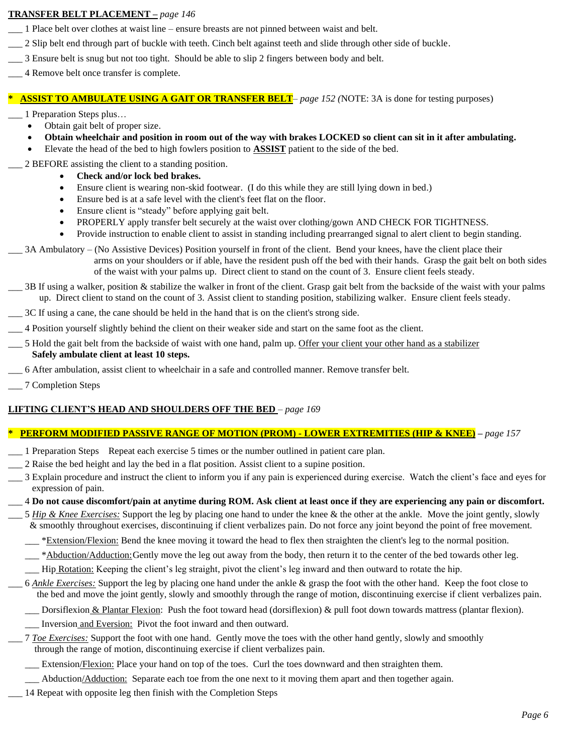**TRANSFER BELT PLACEMENT –** *page 146*

___ 1 Place belt over clothes at waist line – ensure breasts are not pinned between waist and belt.

___ 2 Slip belt end through part of buckle with teeth. Cinch belt against teeth and slide through other side of buckle.

___ 3 Ensure belt is snug but not too tight. Should be able to slip 2 fingers between body and belt.

___ 4 Remove belt once transfer is complete.

**\* ASSIST TO AMBULATE USING A GAIT OR TRANSFER BELT** – *page 152 (*NOTE: 3A is done for testing purposes)

___ 1 Preparation Steps plus…

- Obtain gait belt of proper size.
- **Obtain wheelchair and position in room out of the way with brakes LOCKED so client can sit in it after ambulating.**
- Elevate the head of the bed to high fowlers position to **ASSIST** patient to the side of the bed.

___ 2 BEFORE assisting the client to a standing position.

- **Check and/or lock bed brakes.**
- Ensure client is wearing non-skid footwear. (I do this while they are still lying down in bed.)
- Ensure bed is at a safe level with the client's feet flat on the floor.
- Ensure client is "steady" before applying gait belt.
- PROPERLY apply transfer belt securely at the waist over clothing/gown AND CHECK FOR TIGHTNESS.
- Provide instruction to enable client to assist in standing including prearranged signal to alert client to begin standing.

___ 3A Ambulatory – (No Assistive Devices) Position yourself in front of the client. Bend your knees, have the client place their arms on your shoulders or if able, have the resident push off the bed with their hands. Grasp the gait belt on both sides of the waist with your palms up. Direct client to stand on the count of 3. Ensure client feels steady.

___ 3B If using a walker, position & stabilize the walker in front of the client. Grasp gait belt from the backside of the waist with your palms up. Direct client to stand on the count of 3. Assist client to standing position, stabilizing walker. Ensure client feels steady.

___ 3C If using a cane, the cane should be held in the hand that is on the client's strong side.

___ 4 Position yourself slightly behind the client on their weaker side and start on the same foot as the client.

___ 5 Hold the gait belt from the backside of waist with one hand, palm up. Offer your client your other hand as a stabilizer
**Safely ambulate client at least 10 steps.**

___ 6 After ambulation, assist client to wheelchair in a safe and controlled manner. Remove transfer belt.

___ 7 Completion Steps

**LIFTING CLIENT'S HEAD AND SHOULDERS OFF THE BED** – *page 169*

**\* PERFORM MODIFIED PASSIVE RANGE OF MOTION (PROM) - LOWER EXTREMITIES (HIP & KNEE) –** *page 157*

___ 1 Preparation Steps Repeat each exercise 5 times or the number outlined in patient care plan.

___ 2 Raise the bed height and lay the bed in a flat position. Assist client to a supine position.

___ 3 Explain procedure and instruct the client to inform you if any pain is experienced during exercise. Watch the client's face and eyes for expression of pain.

___ 4 **Do not cause discomfort/pain at anytime during ROM. Ask client at least once if they are experiencing any pain or discomfort.**

___ 5 *Hip & Knee Exercises:* Support the leg by placing one hand to under the knee & the other at the ankle. Move the joint gently, slowly & smoothly throughout exercises, discontinuing if client verbalizes pain. Do not force any joint beyond the point of free movement.

- ___ *Extension/Flexion: Bend the knee moving it toward the head to flex then straighten the client's leg to the normal position.
- ___ *Abduction/Adduction: Gently move the leg out away from the body, then return it to the center of the bed towards other leg.
- ___ Hip Rotation: Keeping the client's leg straight, pivot the client's leg inward and then outward to rotate the hip.

___ 6 *Ankle Exercises:* Support the leg by placing one hand under the ankle & grasp the foot with the other hand. Keep the foot close to the bed and move the joint gently, slowly and smoothly through the range of motion, discontinuing exercise if client verbalizes pain.

- ___ Dorsiflexion & Plantar Flexion: Push the foot toward head (dorsiflexion) & pull foot down towards mattress (plantar flexion).
- ___ Inversion and Eversion: Pivot the foot inward and then outward.

___ 7 *Toe Exercises:* Support the foot with one hand. Gently move the toes with the other hand gently, slowly and smoothly through the range of motion, discontinuing exercise if client verbalizes pain.

- ___ Extension/Flexion: Place your hand on top of the toes. Curl the toes downward and then straighten them.
- ___ Abduction/Adduction: Separate each toe from the one next to it moving them apart and then together again.

___ 14 Repeat with opposite leg then finish with the Completion Steps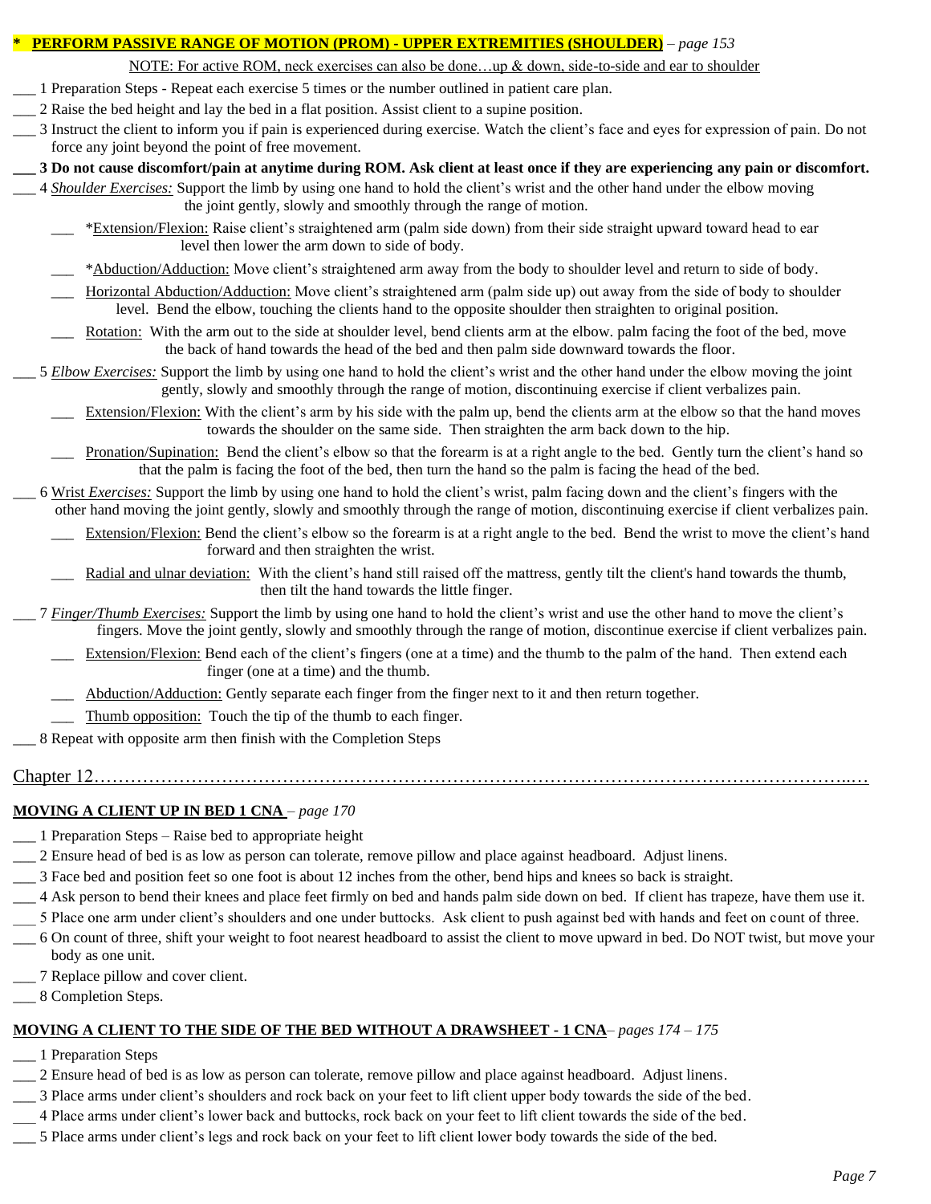**\* PERFORM PASSIVE RANGE OF MOTION (PROM) - UPPER EXTREMITIES (SHOULDER)** – *page 153*

NOTE: For active ROM, neck exercises can also be done…up & down, side-to-side and ear to shoulder

___ 1 Preparation Steps - Repeat each exercise 5 times or the number outlined in patient care plan.

___ 2 Raise the bed height and lay the bed in a flat position. Assist client to a supine position.

___ 3 Instruct the client to inform you if pain is experienced during exercise. Watch the client's face and eyes for expression of pain. Do not force any joint beyond the point of free movement.

**___ 3 Do not cause discomfort/pain at anytime during ROM. Ask client at least once if they are experiencing any pain or discomfort.**

___ 4 *Shoulder Exercises:* Support the limb by using one hand to hold the client's wrist and the other hand under the elbow moving the joint gently, slowly and smoothly through the range of motion.

- ___ *Extension/Flexion: Raise client's straightened arm (palm side down) from their side straight upward toward head to ear level then lower the arm down to side of body.
- ___ *Abduction/Adduction: Move client's straightened arm away from the body to shoulder level and return to side of body.
- ___ Horizontal Abduction/Adduction: Move client's straightened arm (palm side up) out away from the side of body to shoulder level. Bend the elbow, touching the clients hand to the opposite shoulder then straighten to original position.
- ___ Rotation: With the arm out to the side at shoulder level, bend clients arm at the elbow. palm facing the foot of the bed, move the back of hand towards the head of the bed and then palm side downward towards the floor.

___ 5 *Elbow Exercises:* Support the limb by using one hand to hold the client's wrist and the other hand under the elbow moving the joint gently, slowly and smoothly through the range of motion, discontinuing exercise if client verbalizes pain.

- ___ Extension/Flexion: With the client's arm by his side with the palm up, bend the clients arm at the elbow so that the hand moves towards the shoulder on the same side. Then straighten the arm back down to the hip.
- ___ Pronation/Supination: Bend the client's elbow so that the forearm is at a right angle to the bed. Gently turn the client's hand so that the palm is facing the foot of the bed, then turn the hand so the palm is facing the head of the bed.

___ 6 Wrist *Exercises:* Support the limb by using one hand to hold the client's wrist, palm facing down and the client's fingers with the other hand moving the joint gently, slowly and smoothly through the range of motion, discontinuing exercise if client verbalizes pain.

- ___ Extension/Flexion: Bend the client's elbow so the forearm is at a right angle to the bed. Bend the wrist to move the client's hand forward and then straighten the wrist.
- ___ Radial and ulnar deviation: With the client's hand still raised off the mattress, gently tilt the client's hand towards the thumb, then tilt the hand towards the little finger.

___ 7 *Finger/Thumb Exercises:* Support the limb by using one hand to hold the client's wrist and use the other hand to move the client's fingers. Move the joint gently, slowly and smoothly through the range of motion, discontinue exercise if client verbalizes pain.

- ___ Extension/Flexion: Bend each of the client's fingers (one at a time) and the thumb to the palm of the hand. Then extend each finger (one at a time) and the thumb.
- ___ Abduction/Adduction: Gently separate each finger from the finger next to it and then return together.
- ___ Thumb opposition: Touch the tip of the thumb to each finger.

___ 8 Repeat with opposite arm then finish with the Completion Steps

## Chapter 12

**MOVING A CLIENT UP IN BED 1 CNA** – *page 170*

___ 1 Preparation Steps – Raise bed to appropriate height

___ 2 Ensure head of bed is as low as person can tolerate, remove pillow and place against headboard. Adjust linens.

___ 3 Face bed and position feet so one foot is about 12 inches from the other, bend hips and knees so back is straight.

___ 4 Ask person to bend their knees and place feet firmly on bed and hands palm side down on bed. If client has trapeze, have them use it.

___ 5 Place one arm under client's shoulders and one under buttocks. Ask client to push against bed with hands and feet on count of three.

___ 6 On count of three, shift your weight to foot nearest headboard to assist the client to move upward in bed. Do NOT twist, but move your body as one unit.

___ 7 Replace pillow and cover client.

___ 8 Completion Steps.

**MOVING A CLIENT TO THE SIDE OF THE BED WITHOUT A DRAWSHEET - 1 CNA**– *pages 174 – 175*

___ 1 Preparation Steps

___ 2 Ensure head of bed is as low as person can tolerate, remove pillow and place against headboard. Adjust linens.

___ 3 Place arms under client's shoulders and rock back on your feet to lift client upper body towards the side of the bed.

___ 4 Place arms under client's lower back and buttocks, rock back on your feet to lift client towards the side of the bed.

___ 5 Place arms under client's legs and rock back on your feet to lift client lower body towards the side of the bed.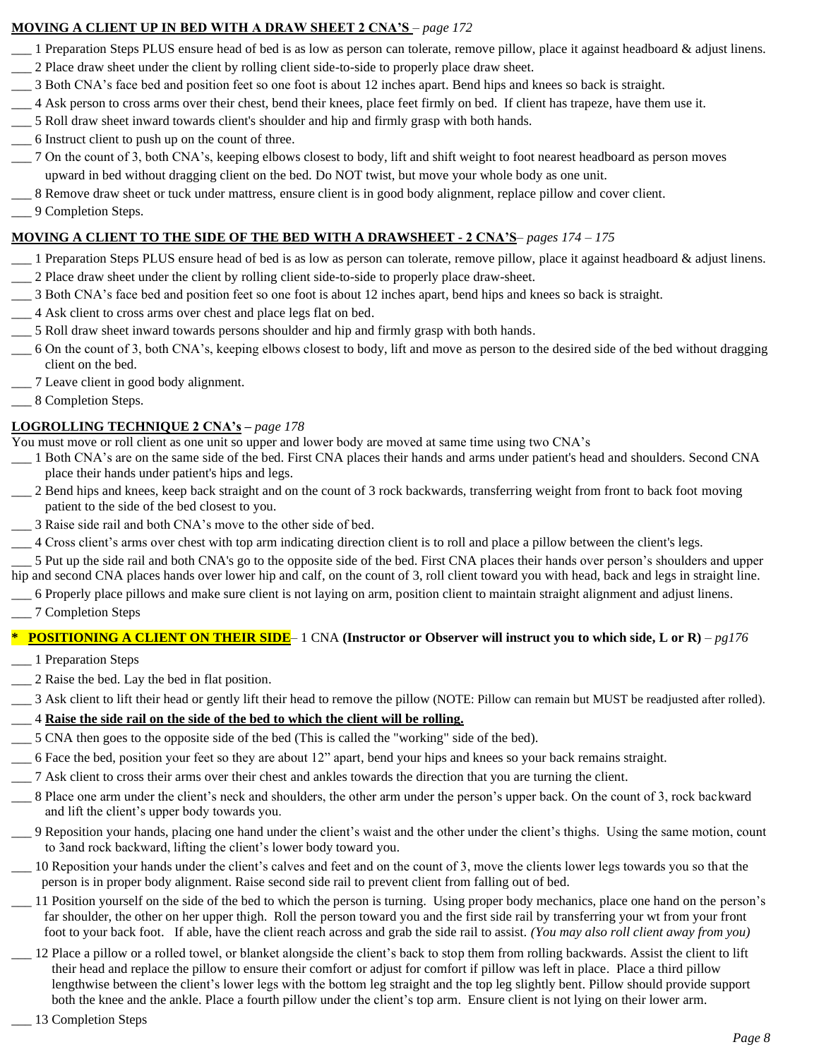**MOVING A CLIENT UP IN BED WITH A DRAW SHEET 2 CNA'S** – *page 172*

___ 1 Preparation Steps PLUS ensure head of bed is as low as person can tolerate, remove pillow, place it against headboard & adjust linens.
___ 2 Place draw sheet under the client by rolling client side-to-side to properly place draw sheet.
___ 3 Both CNA's face bed and position feet so one foot is about 12 inches apart. Bend hips and knees so back is straight.
___ 4 Ask person to cross arms over their chest, bend their knees, place feet firmly on bed. If client has trapeze, have them use it.
___ 5 Roll draw sheet inward towards client's shoulder and hip and firmly grasp with both hands.
___ 6 Instruct client to push up on the count of three.
___ 7 On the count of 3, both CNA's, keeping elbows closest to body, lift and shift weight to foot nearest headboard as person moves upward in bed without dragging client on the bed. Do NOT twist, but move your whole body as one unit.
___ 8 Remove draw sheet or tuck under mattress, ensure client is in good body alignment, replace pillow and cover client.
___ 9 Completion Steps.

**MOVING A CLIENT TO THE SIDE OF THE BED WITH A DRAWSHEET - 2 CNA'S**– *pages 174 – 175*

___ 1 Preparation Steps PLUS ensure head of bed is as low as person can tolerate, remove pillow, place it against headboard & adjust linens.
___ 2 Place draw sheet under the client by rolling client side-to-side to properly place draw-sheet.
___ 3 Both CNA's face bed and position feet so one foot is about 12 inches apart, bend hips and knees so back is straight.
___ 4 Ask client to cross arms over chest and place legs flat on bed.
___ 5 Roll draw sheet inward towards persons shoulder and hip and firmly grasp with both hands.
___ 6 On the count of 3, both CNA's, keeping elbows closest to body, lift and move as person to the desired side of the bed without dragging client on the bed.
___ 7 Leave client in good body alignment.
___ 8 Completion Steps.

**LOGROLLING TECHNIQUE 2 CNA's** – *page 178*

You must move or roll client as one unit so upper and lower body are moved at same time using two CNA's

___ 1 Both CNA's are on the same side of the bed. First CNA places their hands and arms under patient's head and shoulders. Second CNA place their hands under patient's hips and legs.
___ 2 Bend hips and knees, keep back straight and on the count of 3 rock backwards, transferring weight from front to back foot moving patient to the side of the bed closest to you.
___ 3 Raise side rail and both CNA's move to the other side of bed.
___ 4 Cross client's arms over chest with top arm indicating direction client is to roll and place a pillow between the client's legs.
___ 5 Put up the side rail and both CNA's go to the opposite side of the bed. First CNA places their hands over person's shoulders and upper hip and second CNA places hands over lower hip and calf, on the count of 3, roll client toward you with head, back and legs in straight line.
___ 6 Properly place pillows and make sure client is not laying on arm, position client to maintain straight alignment and adjust linens.
___ 7 Completion Steps

\* **POSITIONING A CLIENT ON THEIR SIDE**– 1 CNA **(Instructor or Observer will instruct you to which side, L or R)** – *pg176*

___ 1 Preparation Steps
___ 2 Raise the bed. Lay the bed in flat position.
___ 3 Ask client to lift their head or gently lift their head to remove the pillow (NOTE: Pillow can remain but MUST be readjusted after rolled).
___ 4 **Raise the side rail on the side of the bed to which the client will be rolling.**
___ 5 CNA then goes to the opposite side of the bed (This is called the "working" side of the bed).
___ 6 Face the bed, position your feet so they are about 12" apart, bend your hips and knees so your back remains straight.
___ 7 Ask client to cross their arms over their chest and ankles towards the direction that you are turning the client.
___ 8 Place one arm under the client's neck and shoulders, the other arm under the person's upper back. On the count of 3, rock backward and lift the client's upper body towards you.
___ 9 Reposition your hands, placing one hand under the client's waist and the other under the client's thighs. Using the same motion, count to 3and rock backward, lifting the client's lower body toward you.
___ 10 Reposition your hands under the client's calves and feet and on the count of 3, move the clients lower legs towards you so that the person is in proper body alignment. Raise second side rail to prevent client from falling out of bed.
___ 11 Position yourself on the side of the bed to which the person is turning. Using proper body mechanics, place one hand on the person's far shoulder, the other on her upper thigh. Roll the person toward you and the first side rail by transferring your wt from your front foot to your back foot. If able, have the client reach across and grab the side rail to assist. *(You may also roll client away from you)*
___ 12 Place a pillow or a rolled towel, or blanket alongside the client's back to stop them from rolling backwards. Assist the client to lift their head and replace the pillow to ensure their comfort or adjust for comfort if pillow was left in place. Place a third pillow lengthwise between the client's lower legs with the bottom leg straight and the top leg slightly bent. Pillow should provide support both the knee and the ankle. Place a fourth pillow under the client's top arm. Ensure client is not lying on their lower arm.
___ 13 Completion Steps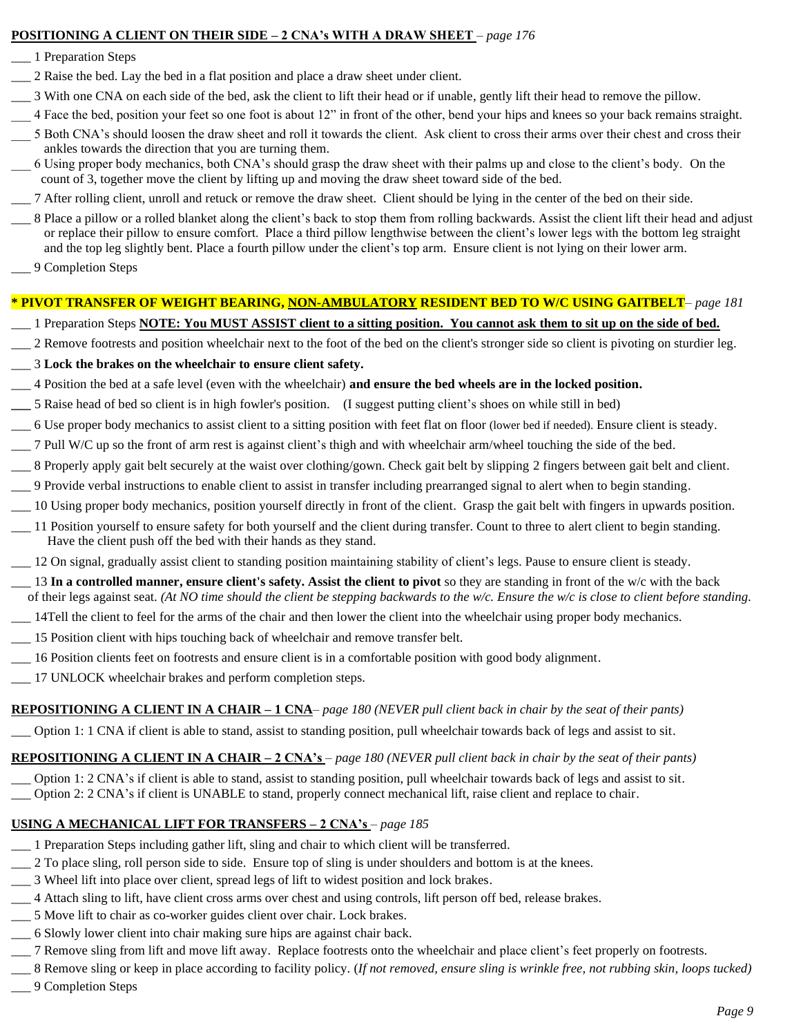**POSITIONING A CLIENT ON THEIR SIDE – 2 CNA's WITH A DRAW SHEET** – *page 176*

___ 1 Preparation Steps

___ 2 Raise the bed. Lay the bed in a flat position and place a draw sheet under client.

___ 3 With one CNA on each side of the bed, ask the client to lift their head or if unable, gently lift their head to remove the pillow.

___ 4 Face the bed, position your feet so one foot is about 12" in front of the other, bend your hips and knees so your back remains straight.

___ 5 Both CNA's should loosen the draw sheet and roll it towards the client. Ask client to cross their arms over their chest and cross their ankles towards the direction that you are turning them.

___ 6 Using proper body mechanics, both CNA's should grasp the draw sheet with their palms up and close to the client's body. On the count of 3, together move the client by lifting up and moving the draw sheet toward side of the bed.

___ 7 After rolling client, unroll and retuck or remove the draw sheet. Client should be lying in the center of the bed on their side.

___ 8 Place a pillow or a rolled blanket along the client's back to stop them from rolling backwards. Assist the client lift their head and adjust or replace their pillow to ensure comfort. Place a third pillow lengthwise between the client's lower legs with the bottom leg straight and the top leg slightly bent. Place a fourth pillow under the client's top arm. Ensure client is not lying on their lower arm.

___ 9 Completion Steps

**\* PIVOT TRANSFER OF WEIGHT BEARING, NON-AMBULATORY RESIDENT BED TO W/C USING GAITBELT**– *page 181*

___ 1 Preparation Steps **NOTE: You MUST ASSIST client to a sitting position. You cannot ask them to sit up on the side of bed.**

___ 2 Remove footrests and position wheelchair next to the foot of the bed on the client's stronger side so client is pivoting on sturdier leg.

___ 3 **Lock the brakes on the wheelchair to ensure client safety.**

___ 4 Position the bed at a safe level (even with the wheelchair) **and ensure the bed wheels are in the locked position.**

___ 5 Raise head of bed so client is in high fowler's position. (I suggest putting client's shoes on while still in bed)

___ 6 Use proper body mechanics to assist client to a sitting position with feet flat on floor (lower bed if needed). Ensure client is steady.

___ 7 Pull W/C up so the front of arm rest is against client's thigh and with wheelchair arm/wheel touching the side of the bed.

___ 8 Properly apply gait belt securely at the waist over clothing/gown. Check gait belt by slipping 2 fingers between gait belt and client.

___ 9 Provide verbal instructions to enable client to assist in transfer including prearranged signal to alert when to begin standing.

___ 10 Using proper body mechanics, position yourself directly in front of the client. Grasp the gait belt with fingers in upwards position.

___ 11 Position yourself to ensure safety for both yourself and the client during transfer. Count to three to alert client to begin standing. Have the client push off the bed with their hands as they stand.

___ 12 On signal, gradually assist client to standing position maintaining stability of client's legs. Pause to ensure client is steady.

___ 13 **In a controlled manner, ensure client's safety. Assist the client to pivot** so they are standing in front of the w/c with the back of their legs against seat. *(At NO time should the client be stepping backwards to the w/c. Ensure the w/c is close to client before standing.*

___ 14Tell the client to feel for the arms of the chair and then lower the client into the wheelchair using proper body mechanics.

___ 15 Position client with hips touching back of wheelchair and remove transfer belt.

___ 16 Position clients feet on footrests and ensure client is in a comfortable position with good body alignment.

___ 17 UNLOCK wheelchair brakes and perform completion steps.

**REPOSITIONING A CLIENT IN A CHAIR – 1 CNA**– *page 180 (NEVER pull client back in chair by the seat of their pants)*

___ Option 1: 1 CNA if client is able to stand, assist to standing position, pull wheelchair towards back of legs and assist to sit.

**REPOSITIONING A CLIENT IN A CHAIR – 2 CNA's** – *page 180 (NEVER pull client back in chair by the seat of their pants)*

___ Option 1: 2 CNA's if client is able to stand, assist to standing position, pull wheelchair towards back of legs and assist to sit.

___ Option 2: 2 CNA's if client is UNABLE to stand, properly connect mechanical lift, raise client and replace to chair.

**USING A MECHANICAL LIFT FOR TRANSFERS – 2 CNA's** – *page 185*

___ 1 Preparation Steps including gather lift, sling and chair to which client will be transferred.

___ 2 To place sling, roll person side to side. Ensure top of sling is under shoulders and bottom is at the knees.

___ 3 Wheel lift into place over client, spread legs of lift to widest position and lock brakes.

___ 4 Attach sling to lift, have client cross arms over chest and using controls, lift person off bed, release brakes.

___ 5 Move lift to chair as co-worker guides client over chair. Lock brakes.

___ 6 Slowly lower client into chair making sure hips are against chair back.

___ 7 Remove sling from lift and move lift away. Replace footrests onto the wheelchair and place client's feet properly on footrests.

___ 8 Remove sling or keep in place according to facility policy. (*If not removed, ensure sling is wrinkle free, not rubbing skin, loops tucked)*

___ 9 Completion Steps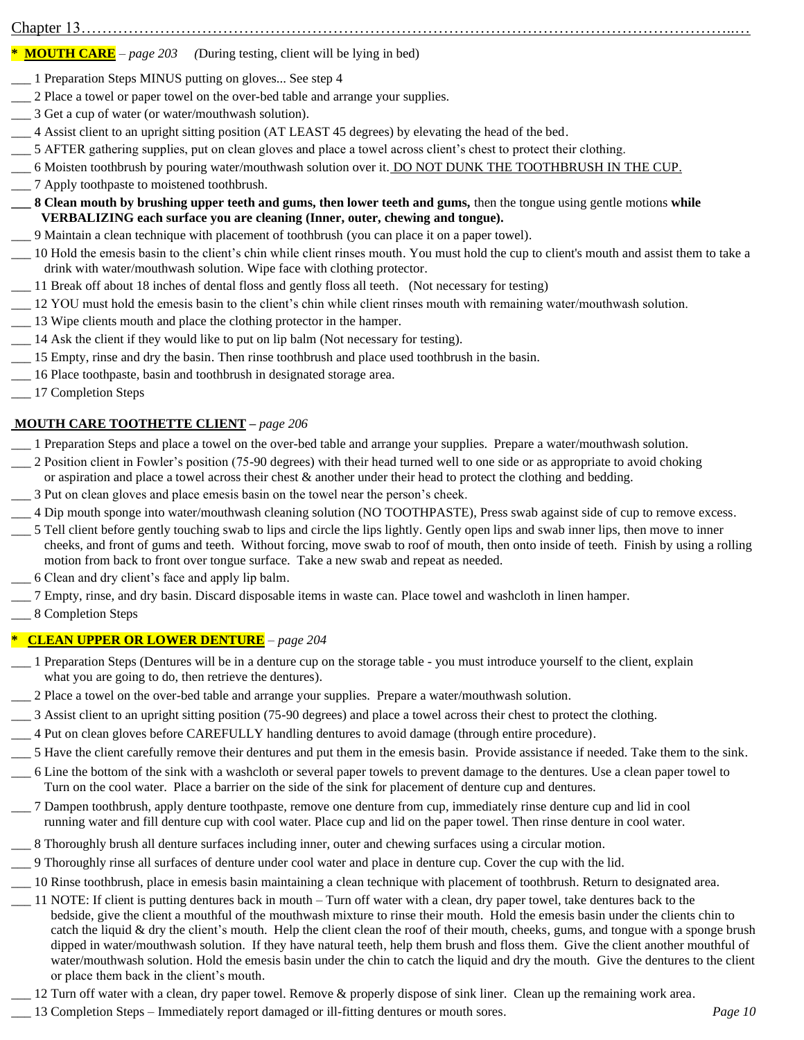Chapter 13

**\* MOUTH CARE** – *page 203* *(During testing, client will be lying in bed)*

___ 1 Preparation Steps MINUS putting on gloves... See step 4

___ 2 Place a towel or paper towel on the over-bed table and arrange your supplies.

___ 3 Get a cup of water (or water/mouthwash solution).

___ 4 Assist client to an upright sitting position (AT LEAST 45 degrees) by elevating the head of the bed.

___ 5 AFTER gathering supplies, put on clean gloves and place a towel across client's chest to protect their clothing.

___ 6 Moisten toothbrush by pouring water/mouthwash solution over it. DO NOT DUNK THE TOOTHBRUSH IN THE CUP.

___ 7 Apply toothpaste to moistened toothbrush.

**___ 8 Clean mouth by brushing upper teeth and gums, then lower teeth and gums,** then the tongue using gentle motions **while VERBALIZING each surface you are cleaning (Inner, outer, chewing and tongue).**

___ 9 Maintain a clean technique with placement of toothbrush (you can place it on a paper towel).

___ 10 Hold the emesis basin to the client's chin while client rinses mouth. You must hold the cup to client's mouth and assist them to take a drink with water/mouthwash solution. Wipe face with clothing protector.

___ 11 Break off about 18 inches of dental floss and gently floss all teeth. (Not necessary for testing)

___ 12 YOU must hold the emesis basin to the client's chin while client rinses mouth with remaining water/mouthwash solution.

___ 13 Wipe clients mouth and place the clothing protector in the hamper.

___ 14 Ask the client if they would like to put on lip balm (Not necessary for testing).

___ 15 Empty, rinse and dry the basin. Then rinse toothbrush and place used toothbrush in the basin.

___ 16 Place toothpaste, basin and toothbrush in designated storage area.

___ 17 Completion Steps

**MOUTH CARE TOOTHETTE CLIENT** – *page 206*

___ 1 Preparation Steps and place a towel on the over-bed table and arrange your supplies. Prepare a water/mouthwash solution.

___ 2 Position client in Fowler's position (75-90 degrees) with their head turned well to one side or as appropriate to avoid choking or aspiration and place a towel across their chest & another under their head to protect the clothing and bedding.

___ 3 Put on clean gloves and place emesis basin on the towel near the person's cheek.

___ 4 Dip mouth sponge into water/mouthwash cleaning solution (NO TOOTHPASTE), Press swab against side of cup to remove excess.

___ 5 Tell client before gently touching swab to lips and circle the lips lightly. Gently open lips and swab inner lips, then move to inner cheeks, and front of gums and teeth. Without forcing, move swab to roof of mouth, then onto inside of teeth. Finish by using a rolling motion from back to front over tongue surface. Take a new swab and repeat as needed.

___ 6 Clean and dry client's face and apply lip balm.

___ 7 Empty, rinse, and dry basin. Discard disposable items in waste can. Place towel and washcloth in linen hamper.

___ 8 Completion Steps

**\* CLEAN UPPER OR LOWER DENTURE** – *page 204*

___ 1 Preparation Steps (Dentures will be in a denture cup on the storage table - you must introduce yourself to the client, explain what you are going to do, then retrieve the dentures).

___ 2 Place a towel on the over-bed table and arrange your supplies. Prepare a water/mouthwash solution.

___ 3 Assist client to an upright sitting position (75-90 degrees) and place a towel across their chest to protect the clothing.

___ 4 Put on clean gloves before CAREFULLY handling dentures to avoid damage (through entire procedure).

___ 5 Have the client carefully remove their dentures and put them in the emesis basin. Provide assistance if needed. Take them to the sink.

___ 6 Line the bottom of the sink with a washcloth or several paper towels to prevent damage to the dentures. Use a clean paper towel to Turn on the cool water. Place a barrier on the side of the sink for placement of denture cup and dentures.

___ 7 Dampen toothbrush, apply denture toothpaste, remove one denture from cup, immediately rinse denture cup and lid in cool running water and fill denture cup with cool water. Place cup and lid on the paper towel. Then rinse denture in cool water.

___ 8 Thoroughly brush all denture surfaces including inner, outer and chewing surfaces using a circular motion.

___ 9 Thoroughly rinse all surfaces of denture under cool water and place in denture cup. Cover the cup with the lid.

___ 10 Rinse toothbrush, place in emesis basin maintaining a clean technique with placement of toothbrush. Return to designated area.

___ 11 NOTE: If client is putting dentures back in mouth – Turn off water with a clean, dry paper towel, take dentures back to the bedside, give the client a mouthful of the mouthwash mixture to rinse their mouth. Hold the emesis basin under the clients chin to catch the liquid & dry the client's mouth. Help the client clean the roof of their mouth, cheeks, gums, and tongue with a sponge brush dipped in water/mouthwash solution. If they have natural teeth, help them brush and floss them. Give the client another mouthful of water/mouthwash solution. Hold the emesis basin under the chin to catch the liquid and dry the mouth. Give the dentures to the client or place them back in the client's mouth.

___ 12 Turn off water with a clean, dry paper towel. Remove & properly dispose of sink liner. Clean up the remaining work area.

___ 13 Completion Steps – Immediately report damaged or ill-fitting dentures or mouth sores.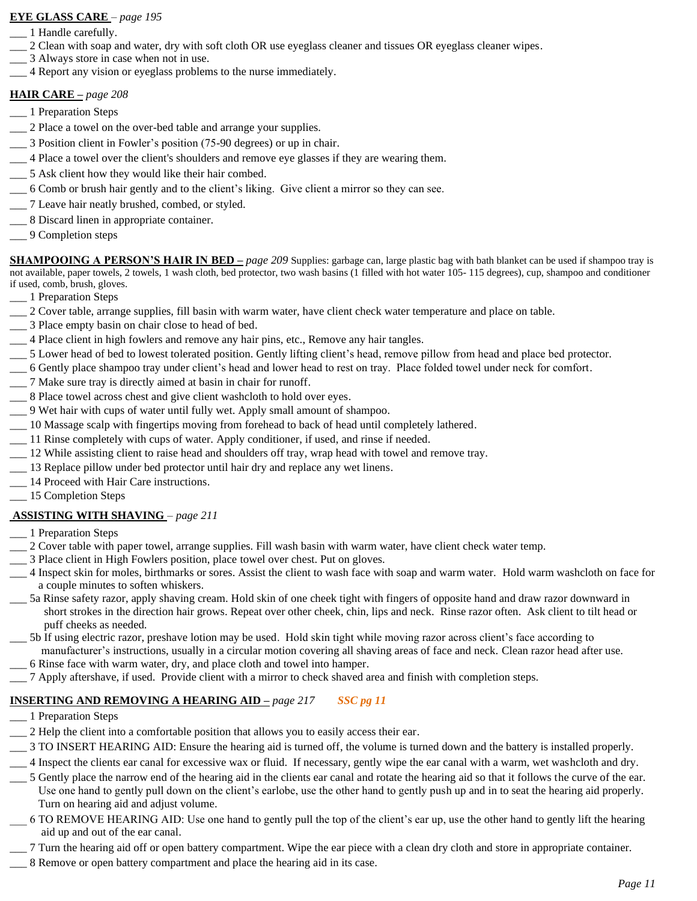**EYE GLASS CARE** – *page 195*

___ 1 Handle carefully.
___ 2 Clean with soap and water, dry with soft cloth OR use eyeglass cleaner and tissues OR eyeglass cleaner wipes.
___ 3 Always store in case when not in use.
___ 4 Report any vision or eyeglass problems to the nurse immediately.

**HAIR CARE –** *page 208*

___ 1 Preparation Steps
___ 2 Place a towel on the over-bed table and arrange your supplies.
___ 3 Position client in Fowler's position (75-90 degrees) or up in chair.
___ 4 Place a towel over the client's shoulders and remove eye glasses if they are wearing them.
___ 5 Ask client how they would like their hair combed.
___ 6 Comb or brush hair gently and to the client's liking. Give client a mirror so they can see.
___ 7 Leave hair neatly brushed, combed, or styled.
___ 8 Discard linen in appropriate container.
___ 9 Completion steps

**SHAMPOOING A PERSON'S HAIR IN BED –** *page 209* Supplies: garbage can, large plastic bag with bath blanket can be used if shampoo tray is not available, paper towels, 2 towels, 1 wash cloth, bed protector, two wash basins (1 filled with hot water 105- 115 degrees), cup, shampoo and conditioner if used, comb, brush, gloves.

___ 1 Preparation Steps
___ 2 Cover table, arrange supplies, fill basin with warm water, have client check water temperature and place on table.
___ 3 Place empty basin on chair close to head of bed.
___ 4 Place client in high fowlers and remove any hair pins, etc., Remove any hair tangles.
___ 5 Lower head of bed to lowest tolerated position. Gently lifting client's head, remove pillow from head and place bed protector.
___ 6 Gently place shampoo tray under client's head and lower head to rest on tray. Place folded towel under neck for comfort.
___ 7 Make sure tray is directly aimed at basin in chair for runoff.
___ 8 Place towel across chest and give client washcloth to hold over eyes.
___ 9 Wet hair with cups of water until fully wet. Apply small amount of shampoo.
___ 10 Massage scalp with fingertips moving from forehead to back of head until completely lathered.
___ 11 Rinse completely with cups of water. Apply conditioner, if used, and rinse if needed.
___ 12 While assisting client to raise head and shoulders off tray, wrap head with towel and remove tray.
___ 13 Replace pillow under bed protector until hair dry and replace any wet linens.
___ 14 Proceed with Hair Care instructions.
___ 15 Completion Steps

**ASSISTING WITH SHAVING** – *page 211*

___ 1 Preparation Steps
___ 2 Cover table with paper towel, arrange supplies. Fill wash basin with warm water, have client check water temp.
___ 3 Place client in High Fowlers position, place towel over chest. Put on gloves.
___ 4 Inspect skin for moles, birthmarks or sores. Assist the client to wash face with soap and warm water. Hold warm washcloth on face for a couple minutes to soften whiskers.
___ 5a Rinse safety razor, apply shaving cream. Hold skin of one cheek tight with fingers of opposite hand and draw razor downward in short strokes in the direction hair grows. Repeat over other cheek, chin, lips and neck. Rinse razor often. Ask client to tilt head or puff cheeks as needed.
___ 5b If using electric razor, preshave lotion may be used. Hold skin tight while moving razor across client's face according to manufacturer's instructions, usually in a circular motion covering all shaving areas of face and neck. Clean razor head after use.
___ 6 Rinse face with warm water, dry, and place cloth and towel into hamper.
___ 7 Apply aftershave, if used. Provide client with a mirror to check shaved area and finish with completion steps.

**INSERTING AND REMOVING A HEARING AID –** *page 217* ***SSC pg 11***

___ 1 Preparation Steps
___ 2 Help the client into a comfortable position that allows you to easily access their ear.
___ 3 TO INSERT HEARING AID: Ensure the hearing aid is turned off, the volume is turned down and the battery is installed properly.
___ 4 Inspect the clients ear canal for excessive wax or fluid. If necessary, gently wipe the ear canal with a warm, wet washcloth and dry.
___ 5 Gently place the narrow end of the hearing aid in the clients ear canal and rotate the hearing aid so that it follows the curve of the ear. Use one hand to gently pull down on the client's earlobe, use the other hand to gently push up and in to seat the hearing aid properly. Turn on hearing aid and adjust volume.
___ 6 TO REMOVE HEARING AID: Use one hand to gently pull the top of the client's ear up, use the other hand to gently lift the hearing aid up and out of the ear canal.
___ 7 Turn the hearing aid off or open battery compartment. Wipe the ear piece with a clean dry cloth and store in appropriate container.
___ 8 Remove or open battery compartment and place the hearing aid in its case.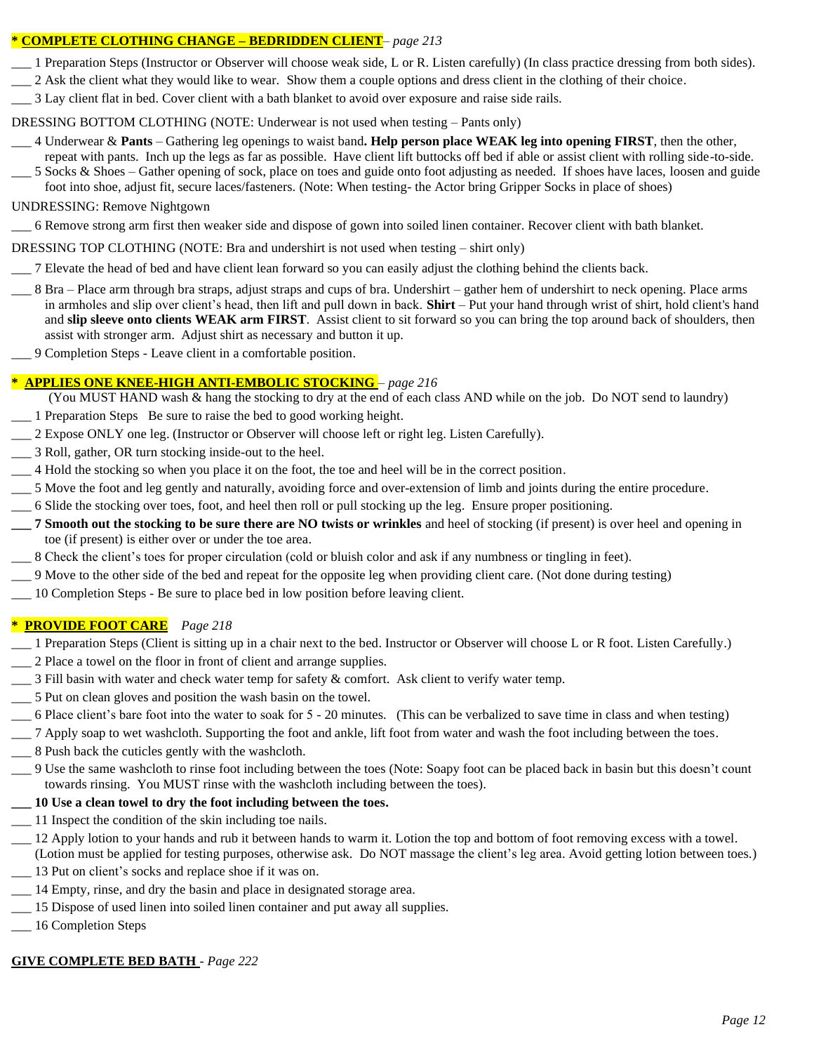**\* COMPLETE CLOTHING CHANGE – BEDRIDDEN CLIENT** – *page 213*

___ 1 Preparation Steps (Instructor or Observer will choose weak side, L or R. Listen carefully) (In class practice dressing from both sides).
___ 2 Ask the client what they would like to wear. Show them a couple options and dress client in the clothing of their choice.
___ 3 Lay client flat in bed. Cover client with a bath blanket to avoid over exposure and raise side rails.

DRESSING BOTTOM CLOTHING (NOTE: Underwear is not used when testing – Pants only)

___ 4 Underwear & **Pants** – Gathering leg openings to waist band**. Help person place WEAK leg into opening FIRST**, then the other, repeat with pants. Inch up the legs as far as possible. Have client lift buttocks off bed if able or assist client with rolling side-to-side.
___ 5 Socks & Shoes – Gather opening of sock, place on toes and guide onto foot adjusting as needed. If shoes have laces, loosen and guide foot into shoe, adjust fit, secure laces/fasteners. (Note: When testing- the Actor bring Gripper Socks in place of shoes)

UNDRESSING: Remove Nightgown

___ 6 Remove strong arm first then weaker side and dispose of gown into soiled linen container. Recover client with bath blanket.

DRESSING TOP CLOTHING (NOTE: Bra and undershirt is not used when testing – shirt only)

___ 7 Elevate the head of bed and have client lean forward so you can easily adjust the clothing behind the clients back.
___ 8 Bra – Place arm through bra straps, adjust straps and cups of bra. Undershirt – gather hem of undershirt to neck opening. Place arms in armholes and slip over client's head, then lift and pull down in back. **Shirt** – Put your hand through wrist of shirt, hold client's hand and **slip sleeve onto clients WEAK arm FIRST**. Assist client to sit forward so you can bring the top around back of shoulders, then assist with stronger arm. Adjust shirt as necessary and button it up.
___ 9 Completion Steps - Leave client in a comfortable position.

**\* APPLIES ONE KNEE-HIGH ANTI-EMBOLIC STOCKING** – *page 216*

(You MUST HAND wash & hang the stocking to dry at the end of each class AND while on the job. Do NOT send to laundry)

___ 1 Preparation Steps Be sure to raise the bed to good working height.
___ 2 Expose ONLY one leg. (Instructor or Observer will choose left or right leg. Listen Carefully).
___ 3 Roll, gather, OR turn stocking inside-out to the heel.
___ 4 Hold the stocking so when you place it on the foot, the toe and heel will be in the correct position.
___ 5 Move the foot and leg gently and naturally, avoiding force and over-extension of limb and joints during the entire procedure.
___ 6 Slide the stocking over toes, foot, and heel then roll or pull stocking up the leg. Ensure proper positioning.
**___ 7 Smooth out the stocking to be sure there are NO twists or wrinkles** and heel of stocking (if present) is over heel and opening in toe (if present) is either over or under the toe area.
___ 8 Check the client's toes for proper circulation (cold or bluish color and ask if any numbness or tingling in feet).
___ 9 Move to the other side of the bed and repeat for the opposite leg when providing client care. (Not done during testing)
___ 10 Completion Steps - Be sure to place bed in low position before leaving client.

**\* PROVIDE FOOT CARE** *Page 218*

___ 1 Preparation Steps (Client is sitting up in a chair next to the bed. Instructor or Observer will choose L or R foot. Listen Carefully.)
___ 2 Place a towel on the floor in front of client and arrange supplies.
___ 3 Fill basin with water and check water temp for safety & comfort. Ask client to verify water temp.
___ 5 Put on clean gloves and position the wash basin on the towel.
___ 6 Place client's bare foot into the water to soak for 5 - 20 minutes. (This can be verbalized to save time in class and when testing)
___ 7 Apply soap to wet washcloth. Supporting the foot and ankle, lift foot from water and wash the foot including between the toes.
___ 8 Push back the cuticles gently with the washcloth.
___ 9 Use the same washcloth to rinse foot including between the toes (Note: Soapy foot can be placed back in basin but this doesn't count towards rinsing. You MUST rinse with the washcloth including between the toes).
**___ 10 Use a clean towel to dry the foot including between the toes.**
___ 11 Inspect the condition of the skin including toe nails.
___ 12 Apply lotion to your hands and rub it between hands to warm it. Lotion the top and bottom of foot removing excess with a towel. (Lotion must be applied for testing purposes, otherwise ask. Do NOT massage the client's leg area. Avoid getting lotion between toes.)
___ 13 Put on client's socks and replace shoe if it was on.
___ 14 Empty, rinse, and dry the basin and place in designated storage area.
___ 15 Dispose of used linen into soiled linen container and put away all supplies.
___ 16 Completion Steps

**GIVE COMPLETE BED BATH** - *Page 222*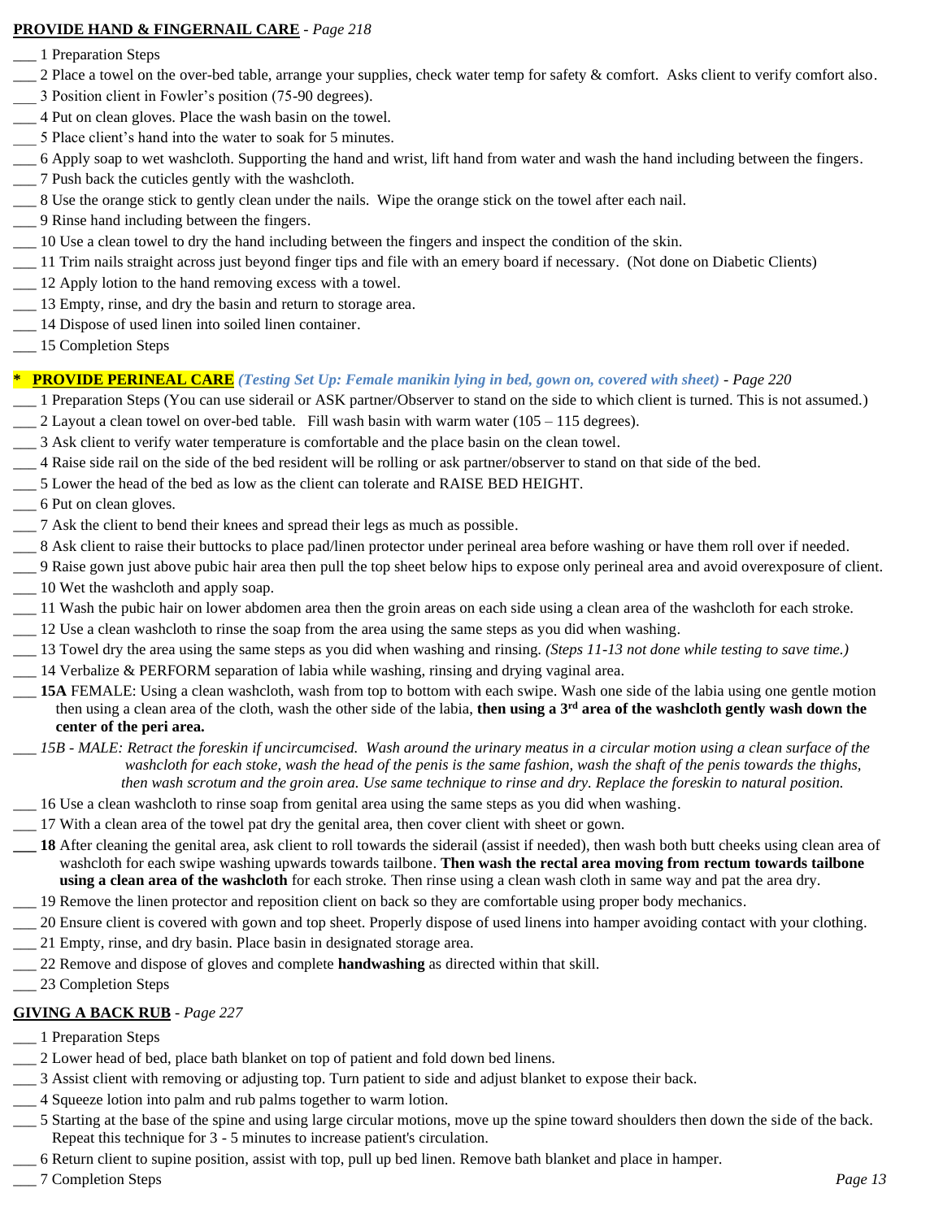**PROVIDE HAND & FINGERNAIL CARE** - *Page 218*

___ 1 Preparation Steps
___ 2 Place a towel on the over-bed table, arrange your supplies, check water temp for safety & comfort. Asks client to verify comfort also.
___ 3 Position client in Fowler's position (75-90 degrees).
___ 4 Put on clean gloves. Place the wash basin on the towel.
___ 5 Place client's hand into the water to soak for 5 minutes.
___ 6 Apply soap to wet washcloth. Supporting the hand and wrist, lift hand from water and wash the hand including between the fingers.
___ 7 Push back the cuticles gently with the washcloth.
___ 8 Use the orange stick to gently clean under the nails. Wipe the orange stick on the towel after each nail.
___ 9 Rinse hand including between the fingers.
___ 10 Use a clean towel to dry the hand including between the fingers and inspect the condition of the skin.
___ 11 Trim nails straight across just beyond finger tips and file with an emery board if necessary. (Not done on Diabetic Clients)
___ 12 Apply lotion to the hand removing excess with a towel.
___ 13 Empty, rinse, and dry the basin and return to storage area.
___ 14 Dispose of used linen into soiled linen container.
___ 15 Completion Steps

**\* PROVIDE PERINEAL CARE** ***(Testing Set Up: Female manikin lying in bed, gown on, covered with sheet)*** - *Page 220*

___ 1 Preparation Steps (You can use siderail or ASK partner/Observer to stand on the side to which client is turned. This is not assumed.)
___ 2 Layout a clean towel on over-bed table. Fill wash basin with warm water (105 – 115 degrees).
___ 3 Ask client to verify water temperature is comfortable and the place basin on the clean towel.
___ 4 Raise side rail on the side of the bed resident will be rolling or ask partner/observer to stand on that side of the bed.
___ 5 Lower the head of the bed as low as the client can tolerate and RAISE BED HEIGHT.
___ 6 Put on clean gloves.
___ 7 Ask the client to bend their knees and spread their legs as much as possible.
___ 8 Ask client to raise their buttocks to place pad/linen protector under perineal area before washing or have them roll over if needed.
___ 9 Raise gown just above pubic hair area then pull the top sheet below hips to expose only perineal area and avoid overexposure of client.
___ 10 Wet the washcloth and apply soap.
___ 11 Wash the pubic hair on lower abdomen area then the groin areas on each side using a clean area of the washcloth for each stroke.
___ 12 Use a clean washcloth to rinse the soap from the area using the same steps as you did when washing.
___ 13 Towel dry the area using the same steps as you did when washing and rinsing. *(Steps 11-13 not done while testing to save time.)*
___ 14 Verbalize & PERFORM separation of labia while washing, rinsing and drying vaginal area.
**___ 15A** FEMALE: Using a clean washcloth, wash from top to bottom with each swipe. Wash one side of the labia using one gentle motion then using a clean area of the cloth, wash the other side of the labia, **then using a 3rd area of the washcloth gently wash down the center of the peri area.**
___ *15B - MALE: Retract the foreskin if uncircumcised. Wash around the urinary meatus in a circular motion using a clean surface of the washcloth for each stoke, wash the head of the penis is the same fashion, wash the shaft of the penis towards the thighs, then wash scrotum and the groin area. Use same technique to rinse and dry. Replace the foreskin to natural position.*
___ 16 Use a clean washcloth to rinse soap from genital area using the same steps as you did when washing.
___ 17 With a clean area of the towel pat dry the genital area, then cover client with sheet or gown.
**___ 18** After cleaning the genital area, ask client to roll towards the siderail (assist if needed), then wash both butt cheeks using clean area of washcloth for each swipe washing upwards towards tailbone. **Then wash the rectal area moving from rectum towards tailbone using a clean area of the washcloth** for each stroke. Then rinse using a clean wash cloth in same way and pat the area dry.
___ 19 Remove the linen protector and reposition client on back so they are comfortable using proper body mechanics.
___ 20 Ensure client is covered with gown and top sheet. Properly dispose of used linens into hamper avoiding contact with your clothing.
___ 21 Empty, rinse, and dry basin. Place basin in designated storage area.
___ 22 Remove and dispose of gloves and complete **handwashing** as directed within that skill.
___ 23 Completion Steps

**GIVING A BACK RUB** - *Page 227*

___ 1 Preparation Steps
___ 2 Lower head of bed, place bath blanket on top of patient and fold down bed linens.
___ 3 Assist client with removing or adjusting top. Turn patient to side and adjust blanket to expose their back.
___ 4 Squeeze lotion into palm and rub palms together to warm lotion.
___ 5 Starting at the base of the spine and using large circular motions, move up the spine toward shoulders then down the side of the back. Repeat this technique for 3 - 5 minutes to increase patient's circulation.
___ 6 Return client to supine position, assist with top, pull up bed linen. Remove bath blanket and place in hamper.
___ 7 Completion Steps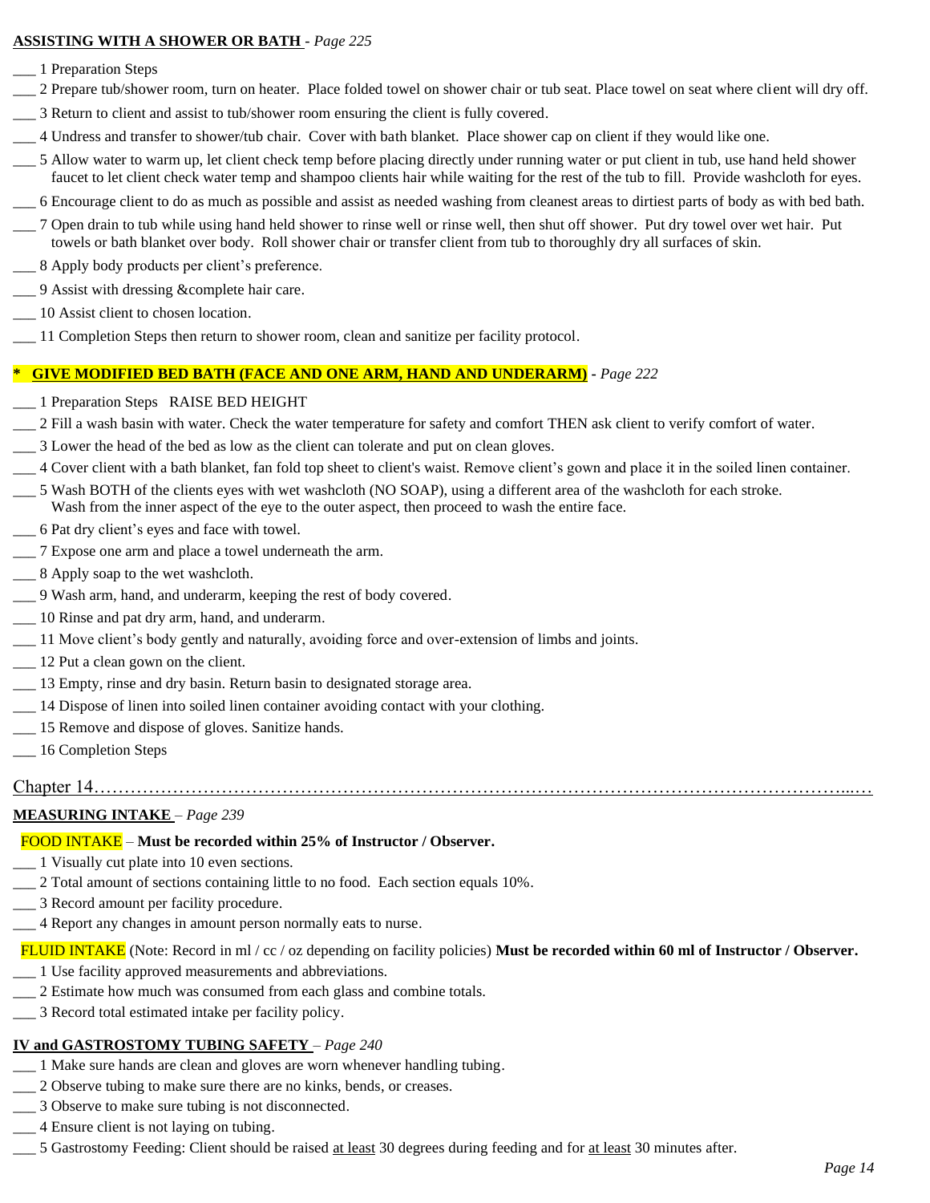**ASSISTING WITH A SHOWER OR BATH** - *Page 225*

___ 1 Preparation Steps

___ 2 Prepare tub/shower room, turn on heater. Place folded towel on shower chair or tub seat. Place towel on seat where client will dry off.

___ 3 Return to client and assist to tub/shower room ensuring the client is fully covered.

___ 4 Undress and transfer to shower/tub chair. Cover with bath blanket. Place shower cap on client if they would like one.

___ 5 Allow water to warm up, let client check temp before placing directly under running water or put client in tub, use hand held shower faucet to let client check water temp and shampoo clients hair while waiting for the rest of the tub to fill. Provide washcloth for eyes.

___ 6 Encourage client to do as much as possible and assist as needed washing from cleanest areas to dirtiest parts of body as with bed bath.

___ 7 Open drain to tub while using hand held shower to rinse well or rinse well, then shut off shower. Put dry towel over wet hair. Put towels or bath blanket over body. Roll shower chair or transfer client from tub to thoroughly dry all surfaces of skin.

___ 8 Apply body products per client's preference.

___ 9 Assist with dressing &complete hair care.

___ 10 Assist client to chosen location.

___ 11 Completion Steps then return to shower room, clean and sanitize per facility protocol.

**\* GIVE MODIFIED BED BATH (FACE AND ONE ARM, HAND AND UNDERARM)** - *Page 222*

___ 1 Preparation Steps RAISE BED HEIGHT

___ 2 Fill a wash basin with water. Check the water temperature for safety and comfort THEN ask client to verify comfort of water.

___ 3 Lower the head of the bed as low as the client can tolerate and put on clean gloves.

___ 4 Cover client with a bath blanket, fan fold top sheet to client's waist. Remove client's gown and place it in the soiled linen container.

___ 5 Wash BOTH of the clients eyes with wet washcloth (NO SOAP), using a different area of the washcloth for each stroke. Wash from the inner aspect of the eye to the outer aspect, then proceed to wash the entire face.

___ 6 Pat dry client's eyes and face with towel.

___ 7 Expose one arm and place a towel underneath the arm.

___ 8 Apply soap to the wet washcloth.

___ 9 Wash arm, hand, and underarm, keeping the rest of body covered.

___ 10 Rinse and pat dry arm, hand, and underarm.

___ 11 Move client's body gently and naturally, avoiding force and over-extension of limbs and joints.

___ 12 Put a clean gown on the client.

___ 13 Empty, rinse and dry basin. Return basin to designated storage area.

___ 14 Dispose of linen into soiled linen container avoiding contact with your clothing.

___ 15 Remove and dispose of gloves. Sanitize hands.

___ 16 Completion Steps

Chapter 14…………………………………………………………………………………………………………...…

**MEASURING INTAKE** – *Page 239*

FOOD INTAKE – **Must be recorded within 25% of Instructor / Observer.**

___ 1 Visually cut plate into 10 even sections.

___ 2 Total amount of sections containing little to no food. Each section equals 10%.

___ 3 Record amount per facility procedure.

___ 4 Report any changes in amount person normally eats to nurse.

FLUID INTAKE (Note: Record in ml / cc / oz depending on facility policies) **Must be recorded within 60 ml of Instructor / Observer.**

___ 1 Use facility approved measurements and abbreviations.

___ 2 Estimate how much was consumed from each glass and combine totals.

___ 3 Record total estimated intake per facility policy.

**IV and GASTROSTOMY TUBING SAFETY** – *Page 240*

___ 1 Make sure hands are clean and gloves are worn whenever handling tubing.

___ 2 Observe tubing to make sure there are no kinks, bends, or creases.

___ 3 Observe to make sure tubing is not disconnected.

___ 4 Ensure client is not laying on tubing.

___ 5 Gastrostomy Feeding: Client should be raised at least 30 degrees during feeding and for at least 30 minutes after.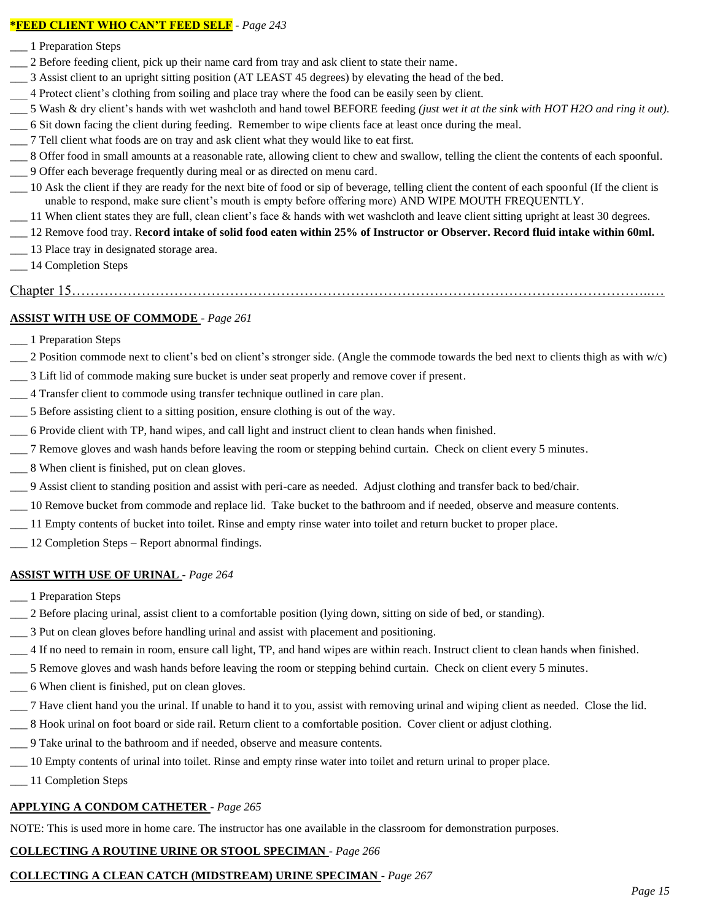**\*FEED CLIENT WHO CAN'T FEED SELF** - *Page 243*

\_\_\_ 1 Preparation Steps

\_\_\_ 2 Before feeding client, pick up their name card from tray and ask client to state their name.

\_\_\_ 3 Assist client to an upright sitting position (AT LEAST 45 degrees) by elevating the head of the bed.

\_\_\_ 4 Protect client's clothing from soiling and place tray where the food can be easily seen by client.

\_\_\_ 5 Wash & dry client's hands with wet washcloth and hand towel BEFORE feeding *(just wet it at the sink with HOT H2O and ring it out).*

\_\_\_ 6 Sit down facing the client during feeding. Remember to wipe clients face at least once during the meal.

\_\_\_ 7 Tell client what foods are on tray and ask client what they would like to eat first.

\_\_\_ 8 Offer food in small amounts at a reasonable rate, allowing client to chew and swallow, telling the client the contents of each spoonful.

\_\_\_ 9 Offer each beverage frequently during meal or as directed on menu card.

\_\_\_ 10 Ask the client if they are ready for the next bite of food or sip of beverage, telling client the content of each spoonful (If the client is unable to respond, make sure client's mouth is empty before offering more) AND WIPE MOUTH FREQUENTLY.

\_\_\_ 11 When client states they are full, clean client's face & hands with wet washcloth and leave client sitting upright at least 30 degrees.

\_\_\_ 12 Remove food tray. R**ecord intake of solid food eaten within 25% of Instructor or Observer. Record fluid intake within 60ml.**

\_\_\_ 13 Place tray in designated storage area.

\_\_\_ 14 Completion Steps

## Chapter 15……………………………………………………………………………………………………………..…

**ASSIST WITH USE OF COMMODE** - *Page 261*

\_\_\_ 1 Preparation Steps

\_\_\_ 2 Position commode next to client's bed on client's stronger side. (Angle the commode towards the bed next to clients thigh as with w/c)

\_\_\_ 3 Lift lid of commode making sure bucket is under seat properly and remove cover if present.

\_\_\_ 4 Transfer client to commode using transfer technique outlined in care plan.

\_\_\_ 5 Before assisting client to a sitting position, ensure clothing is out of the way.

\_\_\_ 6 Provide client with TP, hand wipes, and call light and instruct client to clean hands when finished.

\_\_\_ 7 Remove gloves and wash hands before leaving the room or stepping behind curtain. Check on client every 5 minutes.

\_\_\_ 8 When client is finished, put on clean gloves.

\_\_\_ 9 Assist client to standing position and assist with peri-care as needed. Adjust clothing and transfer back to bed/chair.

\_\_\_ 10 Remove bucket from commode and replace lid. Take bucket to the bathroom and if needed, observe and measure contents.

\_\_\_ 11 Empty contents of bucket into toilet. Rinse and empty rinse water into toilet and return bucket to proper place.

\_\_\_ 12 Completion Steps – Report abnormal findings.

**ASSIST WITH USE OF URINAL** - *Page 264*

\_\_\_ 1 Preparation Steps

\_\_\_ 2 Before placing urinal, assist client to a comfortable position (lying down, sitting on side of bed, or standing).

\_\_\_ 3 Put on clean gloves before handling urinal and assist with placement and positioning.

\_\_\_ 4 If no need to remain in room, ensure call light, TP, and hand wipes are within reach. Instruct client to clean hands when finished.

\_\_\_ 5 Remove gloves and wash hands before leaving the room or stepping behind curtain. Check on client every 5 minutes.

\_\_\_ 6 When client is finished, put on clean gloves.

\_\_\_ 7 Have client hand you the urinal. If unable to hand it to you, assist with removing urinal and wiping client as needed. Close the lid.

\_\_\_ 8 Hook urinal on foot board or side rail. Return client to a comfortable position. Cover client or adjust clothing.

\_\_\_ 9 Take urinal to the bathroom and if needed, observe and measure contents.

\_\_\_ 10 Empty contents of urinal into toilet. Rinse and empty rinse water into toilet and return urinal to proper place.

\_\_\_ 11 Completion Steps

**APPLYING A CONDOM CATHETER** - *Page 265*

NOTE: This is used more in home care. The instructor has one available in the classroom for demonstration purposes.

**COLLECTING A ROUTINE URINE OR STOOL SPECIMAN** - *Page 266*

**COLLECTING A CLEAN CATCH (MIDSTREAM) URINE SPECIMAN** - *Page 267*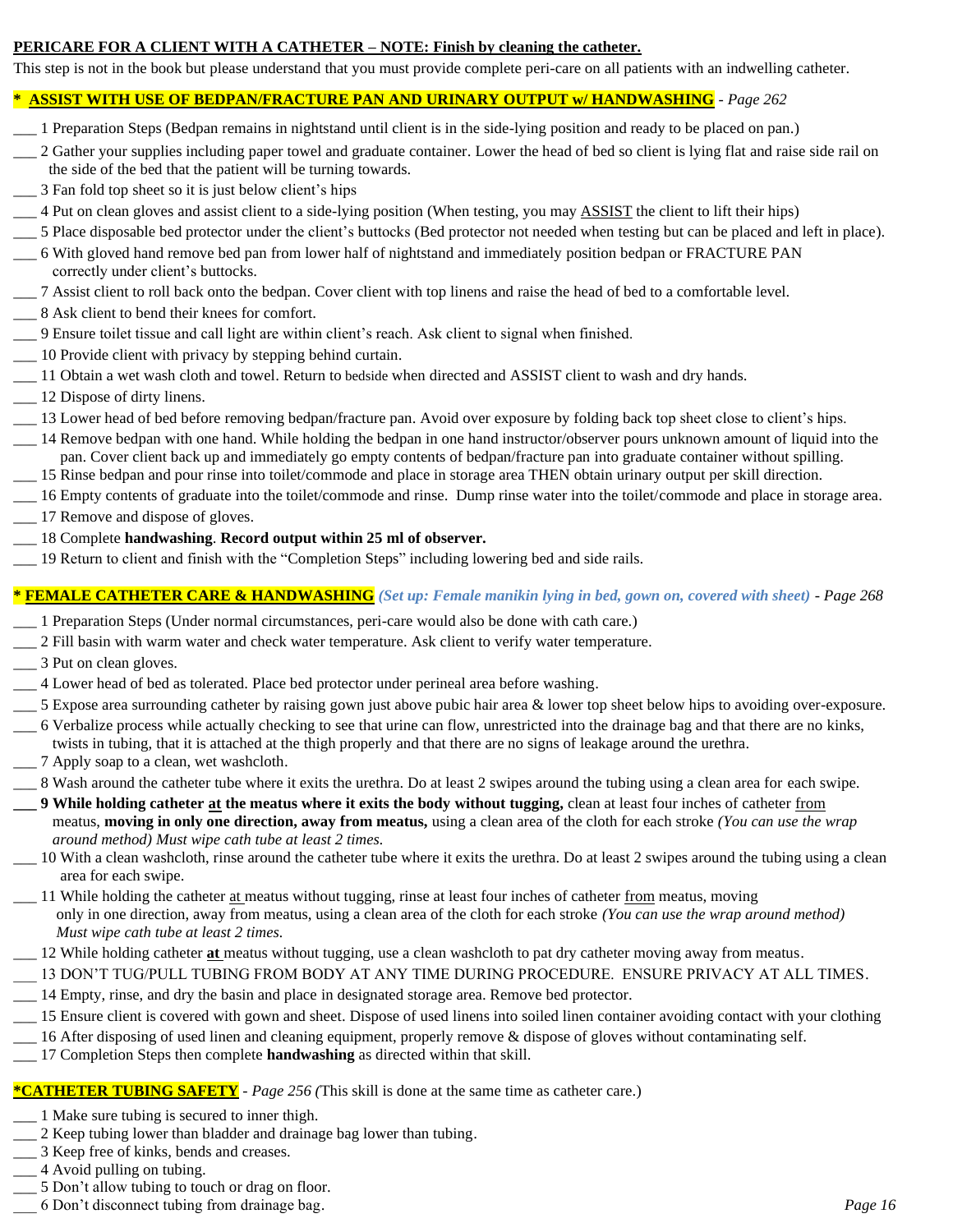**PERICARE FOR A CLIENT WITH A CATHETER – NOTE: Finish by cleaning the catheter.**

This step is not in the book but please understand that you must provide complete peri-care on all patients with an indwelling catheter.

**\* ASSIST WITH USE OF BEDPAN/FRACTURE PAN AND URINARY OUTPUT w/ HANDWASHING** - *Page 262*

___ 1 Preparation Steps (Bedpan remains in nightstand until client is in the side-lying position and ready to be placed on pan.)

___ 2 Gather your supplies including paper towel and graduate container. Lower the head of bed so client is lying flat and raise side rail on the side of the bed that the patient will be turning towards.

___ 3 Fan fold top sheet so it is just below client's hips

___ 4 Put on clean gloves and assist client to a side-lying position (When testing, you may ASSIST the client to lift their hips)

___ 5 Place disposable bed protector under the client's buttocks (Bed protector not needed when testing but can be placed and left in place).

___ 6 With gloved hand remove bed pan from lower half of nightstand and immediately position bedpan or FRACTURE PAN correctly under client's buttocks.

___ 7 Assist client to roll back onto the bedpan. Cover client with top linens and raise the head of bed to a comfortable level.

___ 8 Ask client to bend their knees for comfort.

___ 9 Ensure toilet tissue and call light are within client's reach. Ask client to signal when finished.

___ 10 Provide client with privacy by stepping behind curtain.

___ 11 Obtain a wet wash cloth and towel. Return to bedside when directed and ASSIST client to wash and dry hands.

___ 12 Dispose of dirty linens.

___ 13 Lower head of bed before removing bedpan/fracture pan. Avoid over exposure by folding back top sheet close to client's hips.

___ 14 Remove bedpan with one hand. While holding the bedpan in one hand instructor/observer pours unknown amount of liquid into the pan. Cover client back up and immediately go empty contents of bedpan/fracture pan into graduate container without spilling.

___ 15 Rinse bedpan and pour rinse into toilet/commode and place in storage area THEN obtain urinary output per skill direction.

___ 16 Empty contents of graduate into the toilet/commode and rinse. Dump rinse water into the toilet/commode and place in storage area.

___ 17 Remove and dispose of gloves.

___ 18 Complete **handwashing**. **Record output within 25 ml of observer.**

___ 19 Return to client and finish with the "Completion Steps" including lowering bed and side rails.

**\* FEMALE CATHETER CARE & HANDWASHING** *(Set up: Female manikin lying in bed, gown on, covered with sheet)* - *Page 268*

___ 1 Preparation Steps (Under normal circumstances, peri-care would also be done with cath care.)

___ 2 Fill basin with warm water and check water temperature. Ask client to verify water temperature.

___ 3 Put on clean gloves.

___ 4 Lower head of bed as tolerated. Place bed protector under perineal area before washing.

___ 5 Expose area surrounding catheter by raising gown just above pubic hair area & lower top sheet below hips to avoiding over-exposure.

___ 6 Verbalize process while actually checking to see that urine can flow, unrestricted into the drainage bag and that there are no kinks, twists in tubing, that it is attached at the thigh properly and that there are no signs of leakage around the urethra.

___ 7 Apply soap to a clean, wet washcloth.

___ 8 Wash around the catheter tube where it exits the urethra. Do at least 2 swipes around the tubing using a clean area for each swipe.

**___ 9 While holding catheter at the meatus where it exits the body without tugging,** clean at least four inches of catheter from meatus, **moving in only one direction, away from meatus,** using a clean area of the cloth for each stroke *(You can use the wrap around method) Must wipe cath tube at least 2 times.*

___ 10 With a clean washcloth, rinse around the catheter tube where it exits the urethra. Do at least 2 swipes around the tubing using a clean area for each swipe.

___ 11 While holding the catheter at meatus without tugging, rinse at least four inches of catheter from meatus, moving only in one direction, away from meatus, using a clean area of the cloth for each stroke *(You can use the wrap around method) Must wipe cath tube at least 2 times.*

___ 12 While holding catheter **at** meatus without tugging, use a clean washcloth to pat dry catheter moving away from meatus.

___ 13 DON'T TUG/PULL TUBING FROM BODY AT ANY TIME DURING PROCEDURE. ENSURE PRIVACY AT ALL TIMES.

___ 14 Empty, rinse, and dry the basin and place in designated storage area. Remove bed protector.

___ 15 Ensure client is covered with gown and sheet. Dispose of used linens into soiled linen container avoiding contact with your clothing

___ 16 After disposing of used linen and cleaning equipment, properly remove & dispose of gloves without contaminating self.

___ 17 Completion Steps then complete **handwashing** as directed within that skill.

**\*CATHETER TUBING SAFETY** - *Page 256* (This skill is done at the same time as catheter care.)

___ 1 Make sure tubing is secured to inner thigh.

___ 2 Keep tubing lower than bladder and drainage bag lower than tubing.

___ 3 Keep free of kinks, bends and creases.

___ 4 Avoid pulling on tubing.

___ 5 Don't allow tubing to touch or drag on floor.

___ 6 Don't disconnect tubing from drainage bag.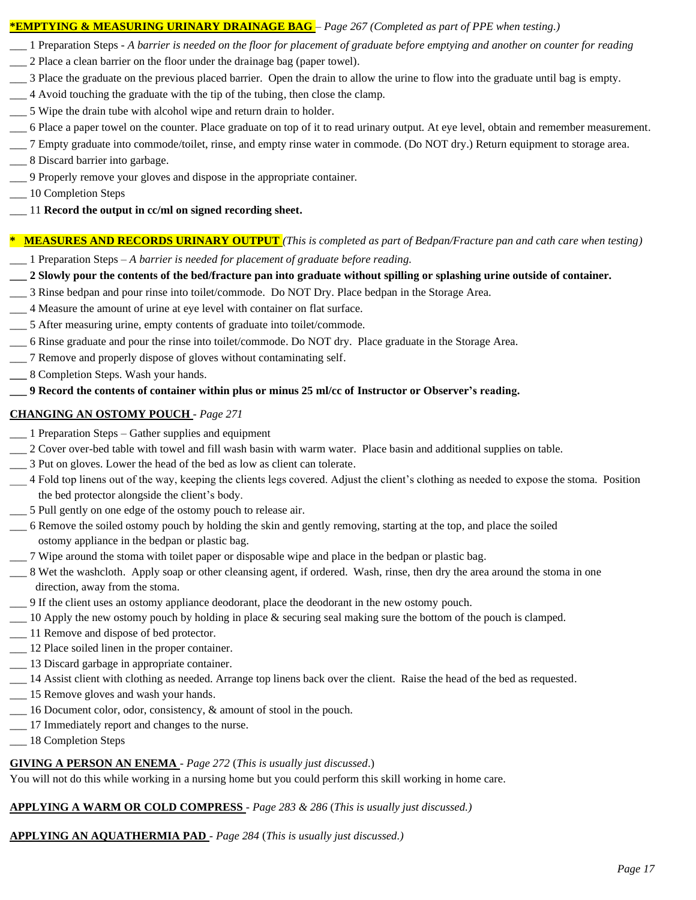**\*EMPTYING & MEASURING URINARY DRAINAGE BAG** – *Page 267 (Completed as part of PPE when testing.)*

___ 1 Preparation Steps - *A barrier is needed on the floor for placement of graduate before emptying and another on counter for reading*
___ 2 Place a clean barrier on the floor under the drainage bag (paper towel).
___ 3 Place the graduate on the previous placed barrier. Open the drain to allow the urine to flow into the graduate until bag is empty.
___ 4 Avoid touching the graduate with the tip of the tubing, then close the clamp.
___ 5 Wipe the drain tube with alcohol wipe and return drain to holder.
___ 6 Place a paper towel on the counter. Place graduate on top of it to read urinary output. At eye level, obtain and remember measurement.
___ 7 Empty graduate into commode/toilet, rinse, and empty rinse water in commode. (Do NOT dry.) Return equipment to storage area.
___ 8 Discard barrier into garbage.
___ 9 Properly remove your gloves and dispose in the appropriate container.
___ 10 Completion Steps
___ 11 **Record the output in cc/ml on signed recording sheet.**

**\* MEASURES AND RECORDS URINARY OUTPUT** *(This is completed as part of Bedpan/Fracture pan and cath care when testing)*

___ 1 Preparation Steps – *A barrier is needed for placement of graduate before reading.*
**___ 2 Slowly pour the contents of the bed/fracture pan into graduate without spilling or splashing urine outside of container.**
___ 3 Rinse bedpan and pour rinse into toilet/commode. Do NOT Dry. Place bedpan in the Storage Area.
___ 4 Measure the amount of urine at eye level with container on flat surface.
___ 5 After measuring urine, empty contents of graduate into toilet/commode.
___ 6 Rinse graduate and pour the rinse into toilet/commode. Do NOT dry. Place graduate in the Storage Area.
___ 7 Remove and properly dispose of gloves without contaminating self.
___ 8 Completion Steps. Wash your hands.
**___ 9 Record the contents of container within plus or minus 25 ml/cc of Instructor or Observer's reading.**

**CHANGING AN OSTOMY POUCH** - *Page 271*

___ 1 Preparation Steps – Gather supplies and equipment
___ 2 Cover over-bed table with towel and fill wash basin with warm water. Place basin and additional supplies on table.
___ 3 Put on gloves. Lower the head of the bed as low as client can tolerate.
___ 4 Fold top linens out of the way, keeping the clients legs covered. Adjust the client's clothing as needed to expose the stoma. Position the bed protector alongside the client's body.
___ 5 Pull gently on one edge of the ostomy pouch to release air.
___ 6 Remove the soiled ostomy pouch by holding the skin and gently removing, starting at the top, and place the soiled ostomy appliance in the bedpan or plastic bag.
___ 7 Wipe around the stoma with toilet paper or disposable wipe and place in the bedpan or plastic bag.
___ 8 Wet the washcloth. Apply soap or other cleansing agent, if ordered. Wash, rinse, then dry the area around the stoma in one direction, away from the stoma.
___ 9 If the client uses an ostomy appliance deodorant, place the deodorant in the new ostomy pouch.
___ 10 Apply the new ostomy pouch by holding in place & securing seal making sure the bottom of the pouch is clamped.
___ 11 Remove and dispose of bed protector.
___ 12 Place soiled linen in the proper container.
___ 13 Discard garbage in appropriate container.
___ 14 Assist client with clothing as needed. Arrange top linens back over the client. Raise the head of the bed as requested.
___ 15 Remove gloves and wash your hands.
___ 16 Document color, odor, consistency, & amount of stool in the pouch.
___ 17 Immediately report and changes to the nurse.
___ 18 Completion Steps

**GIVING A PERSON AN ENEMA** - *Page 272* (*This is usually just discussed*.)

You will not do this while working in a nursing home but you could perform this skill working in home care.

**APPLYING A WARM OR COLD COMPRESS** - *Page 283 & 286* (*This is usually just discussed.)*

**APPLYING AN AQUATHERMIA PAD** - *Page 284* (*This is usually just discussed.)*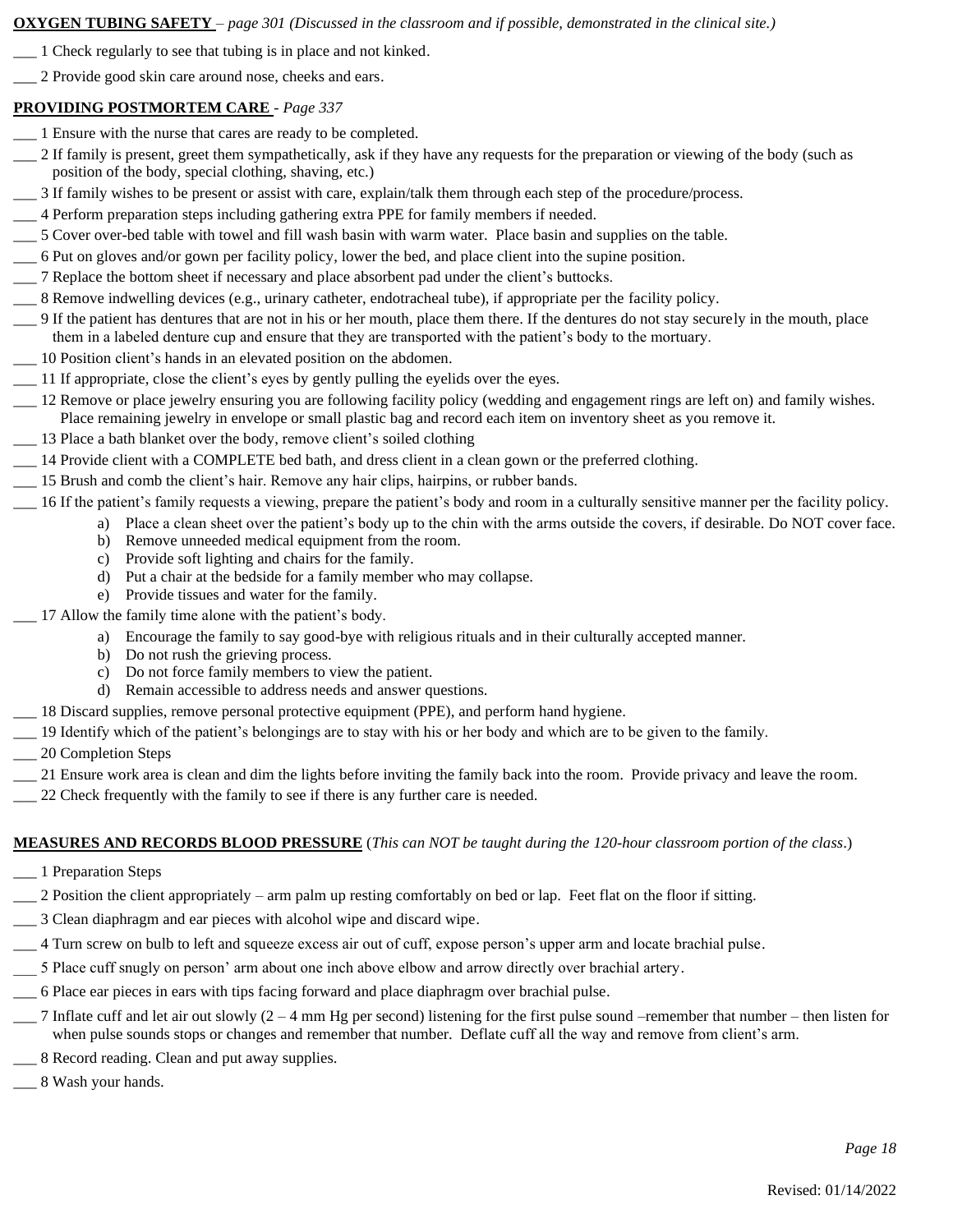**OXYGEN TUBING SAFETY** – *page 301 (Discussed in the classroom and if possible, demonstrated in the clinical site.)*

___ 1 Check regularly to see that tubing is in place and not kinked.

___ 2 Provide good skin care around nose, cheeks and ears.

**PROVIDING POSTMORTEM CARE** - *Page 337*

___ 1 Ensure with the nurse that cares are ready to be completed.

___ 2 If family is present, greet them sympathetically, ask if they have any requests for the preparation or viewing of the body (such as position of the body, special clothing, shaving, etc.)

___ 3 If family wishes to be present or assist with care, explain/talk them through each step of the procedure/process.

___ 4 Perform preparation steps including gathering extra PPE for family members if needed.

___ 5 Cover over-bed table with towel and fill wash basin with warm water. Place basin and supplies on the table.

___ 6 Put on gloves and/or gown per facility policy, lower the bed, and place client into the supine position.

___ 7 Replace the bottom sheet if necessary and place absorbent pad under the client's buttocks.

___ 8 Remove indwelling devices (e.g., urinary catheter, endotracheal tube), if appropriate per the facility policy.

___ 9 If the patient has dentures that are not in his or her mouth, place them there. If the dentures do not stay securely in the mouth, place them in a labeled denture cup and ensure that they are transported with the patient's body to the mortuary.

___ 10 Position client's hands in an elevated position on the abdomen.

___ 11 If appropriate, close the client's eyes by gently pulling the eyelids over the eyes.

___ 12 Remove or place jewelry ensuring you are following facility policy (wedding and engagement rings are left on) and family wishes. Place remaining jewelry in envelope or small plastic bag and record each item on inventory sheet as you remove it.

___ 13 Place a bath blanket over the body, remove client's soiled clothing

___ 14 Provide client with a COMPLETE bed bath, and dress client in a clean gown or the preferred clothing.

___ 15 Brush and comb the client's hair. Remove any hair clips, hairpins, or rubber bands.

___ 16 If the patient's family requests a viewing, prepare the patient's body and room in a culturally sensitive manner per the facility policy.

a) Place a clean sheet over the patient's body up to the chin with the arms outside the covers, if desirable. Do NOT cover face.
b) Remove unneeded medical equipment from the room.
c) Provide soft lighting and chairs for the family.
d) Put a chair at the bedside for a family member who may collapse.
e) Provide tissues and water for the family.

___ 17 Allow the family time alone with the patient's body.

a) Encourage the family to say good-bye with religious rituals and in their culturally accepted manner.
b) Do not rush the grieving process.
c) Do not force family members to view the patient.
d) Remain accessible to address needs and answer questions.

___ 18 Discard supplies, remove personal protective equipment (PPE), and perform hand hygiene.

___ 19 Identify which of the patient's belongings are to stay with his or her body and which are to be given to the family.

___ 20 Completion Steps

___ 21 Ensure work area is clean and dim the lights before inviting the family back into the room. Provide privacy and leave the room.

___ 22 Check frequently with the family to see if there is any further care is needed.

**MEASURES AND RECORDS BLOOD PRESSURE** (*This can NOT be taught during the 120-hour classroom portion of the class.*)

___ 1 Preparation Steps

___ 2 Position the client appropriately – arm palm up resting comfortably on bed or lap. Feet flat on the floor if sitting.

___ 3 Clean diaphragm and ear pieces with alcohol wipe and discard wipe.

___ 4 Turn screw on bulb to left and squeeze excess air out of cuff, expose person's upper arm and locate brachial pulse.

___ 5 Place cuff snugly on person' arm about one inch above elbow and arrow directly over brachial artery.

___ 6 Place ear pieces in ears with tips facing forward and place diaphragm over brachial pulse.

___ 7 Inflate cuff and let air out slowly (2 – 4 mm Hg per second) listening for the first pulse sound –remember that number – then listen for when pulse sounds stops or changes and remember that number. Deflate cuff all the way and remove from client's arm.

___ 8 Record reading. Clean and put away supplies.

___ 8 Wash your hands.

Revised: 01/14/2022